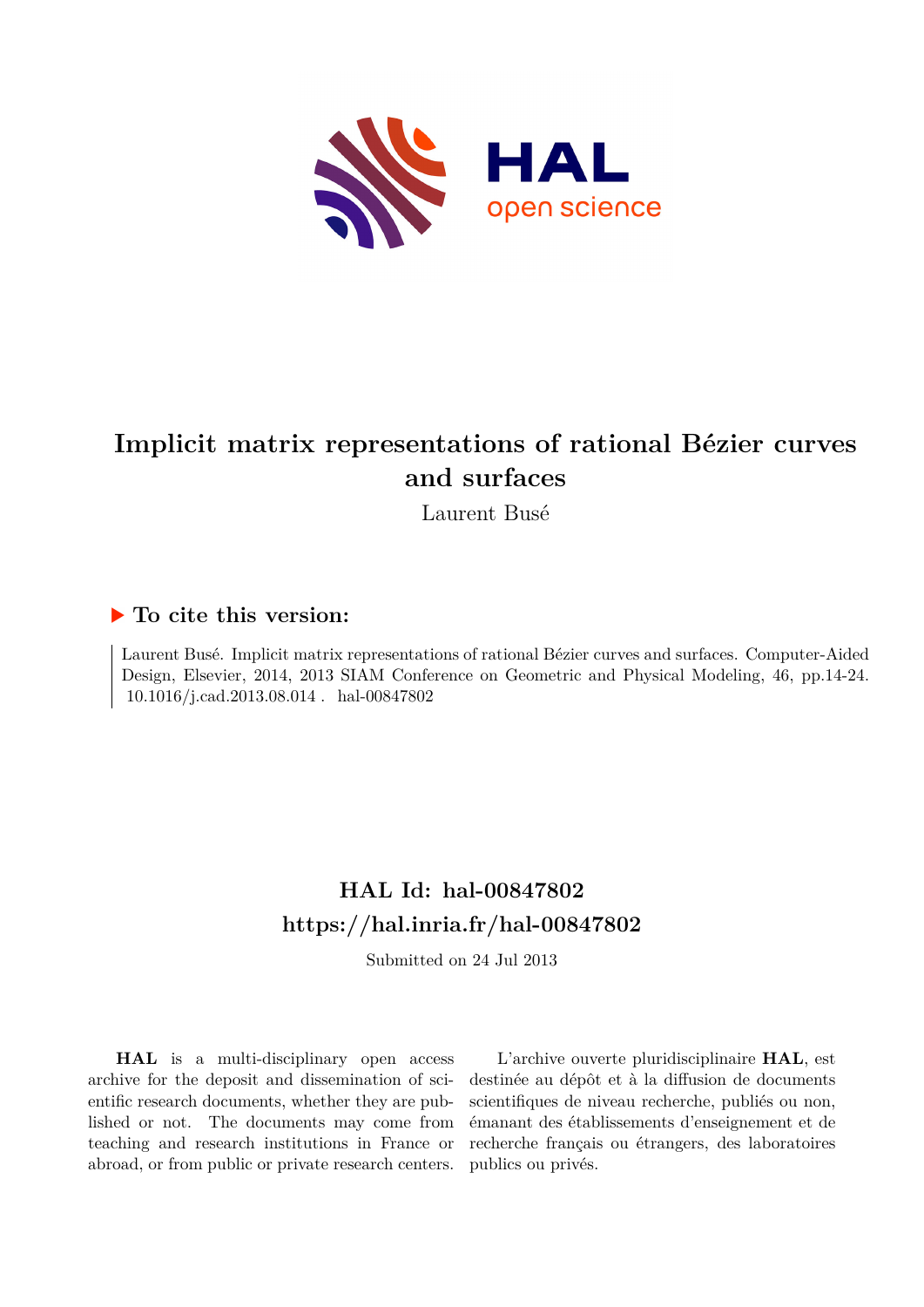# Implicit matrix representations of rational Bézier curves and surfaces

Laurent Busé

## ▶ To cite this version:

Laurent Busé. Implicit matrix representations of rational Bézier curves and surfaces. Computer-Aided Design, Elsevier, 2014, 2013 SIAM Conference on Geometric and Physical Modeling, 46, pp.14-24. 10.1016/j.cad.2013.08.014 . hal-00847802

## HAL Id: hal-00847802
## https://hal.inria.fr/hal-00847802

Submitted on 24 Jul 2013

**HAL** is a multi-disciplinary open access archive for the deposit and dissemination of scientific research documents, whether they are published or not. The documents may come from teaching and research institutions in France or abroad, or from public or private research centers.

L'archive ouverte pluridisciplinaire **HAL**, est destinée au dépôt et à la diffusion de documents scientifiques de niveau recherche, publiés ou non, émanant des établissements d'enseignement et de recherche français ou étrangers, des laboratoires publics ou privés.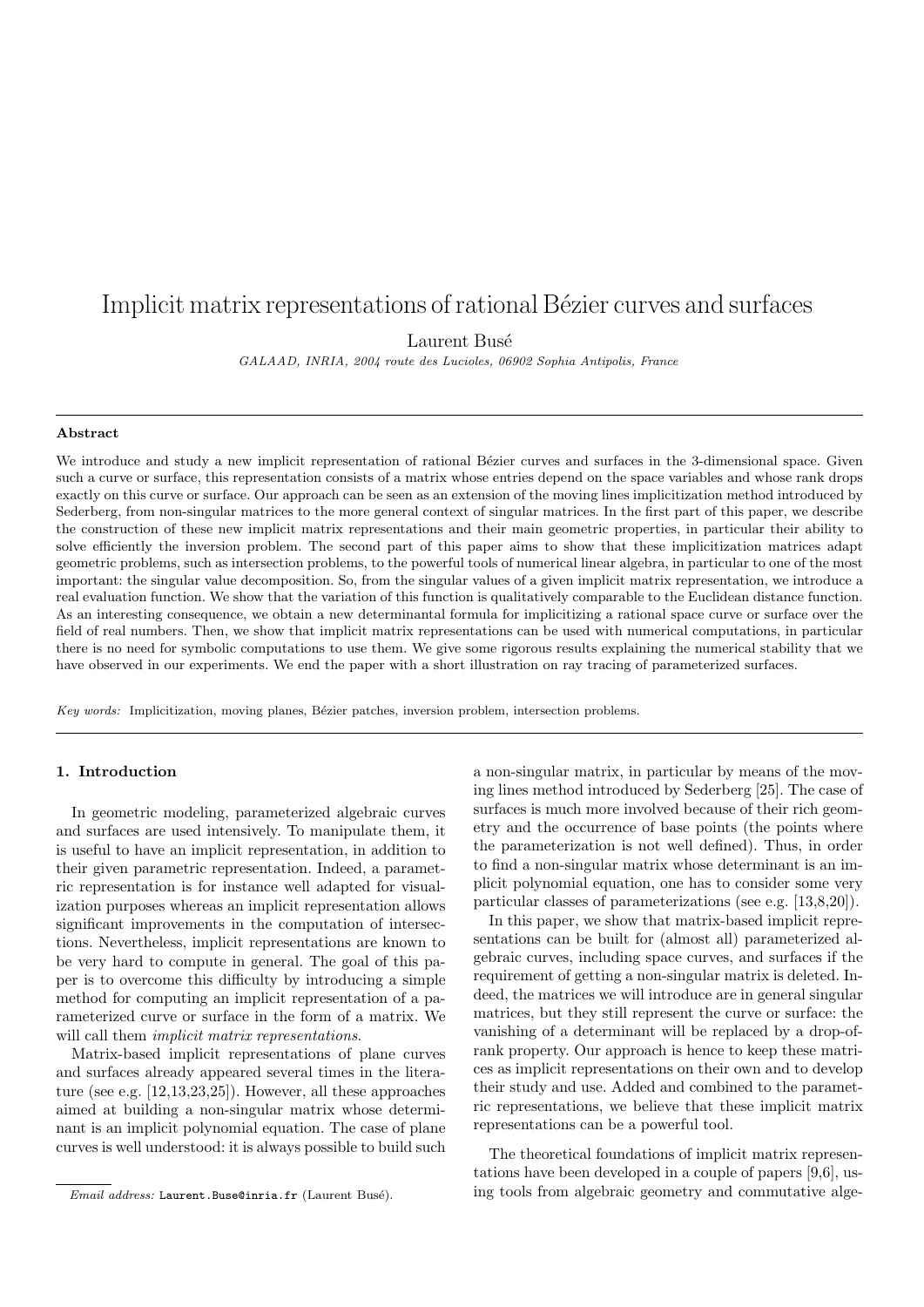# Implicit matrix representations of rational Bézier curves and surfaces

Laurent Busé

*GALAAD, INRIA, 2004 route des Lucioles, 06902 Sophia Antipolis, France*

---

### Abstract

We introduce and study a new implicit representation of rational Bézier curves and surfaces in the 3-dimensional space. Given such a curve or surface, this representation consists of a matrix whose entries depend on the space variables and whose rank drops exactly on this curve or surface. Our approach can be seen as an extension of the moving lines implicitization method introduced by Sederberg, from non-singular matrices to the more general context of singular matrices. In the first part of this paper, we describe the construction of these new implicit matrix representations and their main geometric properties, in particular their ability to solve efficiently the inversion problem. The second part of this paper aims to show that these implicitization matrices adapt geometric problems, such as intersection problems, to the powerful tools of numerical linear algebra, in particular to one of the most important: the singular value decomposition. So, from the singular values of a given implicit matrix representation, we introduce a real evaluation function. We show that the variation of this function is qualitatively comparable to the Euclidean distance function. As an interesting consequence, we obtain a new determinantal formula for implicitizing a rational space curve or surface over the field of real numbers. Then, we show that implicit matrix representations can be used with numerical computations, in particular there is no need for symbolic computations to use them. We give some rigorous results explaining the numerical stability that we have observed in our experiments. We end the paper with a short illustration on ray tracing of parameterized surfaces.

*Key words:* Implicitization, moving planes, Bézier patches, inversion problem, intersection problems.

---

## 1. Introduction

In geometric modeling, parameterized algebraic curves and surfaces are used intensively. To manipulate them, it is useful to have an implicit representation, in addition to their given parametric representation. Indeed, a parametric representation is for instance well adapted for visualization purposes whereas an implicit representation allows significant improvements in the computation of intersections. Nevertheless, implicit representations are known to be very hard to compute in general. The goal of this paper is to overcome this difficulty by introducing a simple method for computing an implicit representation of a parameterized curve or surface in the form of a matrix. We will call them *implicit matrix representations*.

Matrix-based implicit representations of plane curves and surfaces already appeared several times in the literature (see e.g. [12,13,23,25]). However, all these approaches aimed at building a non-singular matrix whose determinant is an implicit polynomial equation. The case of plane curves is well understood: it is always possible to build such a non-singular matrix, in particular by means of the moving lines method introduced by Sederberg [25]. The case of surfaces is much more involved because of their rich geometry and the occurrence of base points (the points where the parameterization is not well defined). Thus, in order to find a non-singular matrix whose determinant is an implicit polynomial equation, one has to consider some very particular classes of parameterizations (see e.g. [13,8,20]).

In this paper, we show that matrix-based implicit representations can be built for (almost all) parameterized algebraic curves, including space curves, and surfaces if the requirement of getting a non-singular matrix is deleted. Indeed, the matrices we will introduce are in general singular matrices, but they still represent the curve or surface: the vanishing of a determinant will be replaced by a drop-of-rank property. Our approach is hence to keep these matrices as implicit representations on their own and to develop their study and use. Added and combined to the parametric representations, we believe that these implicit matrix representations can be a powerful tool.

The theoretical foundations of implicit matrix representations have been developed in a couple of papers [9,6], using tools from algebraic geometry and commutative alge-

*Email address:* Laurent.Buse@inria.fr (Laurent Busé).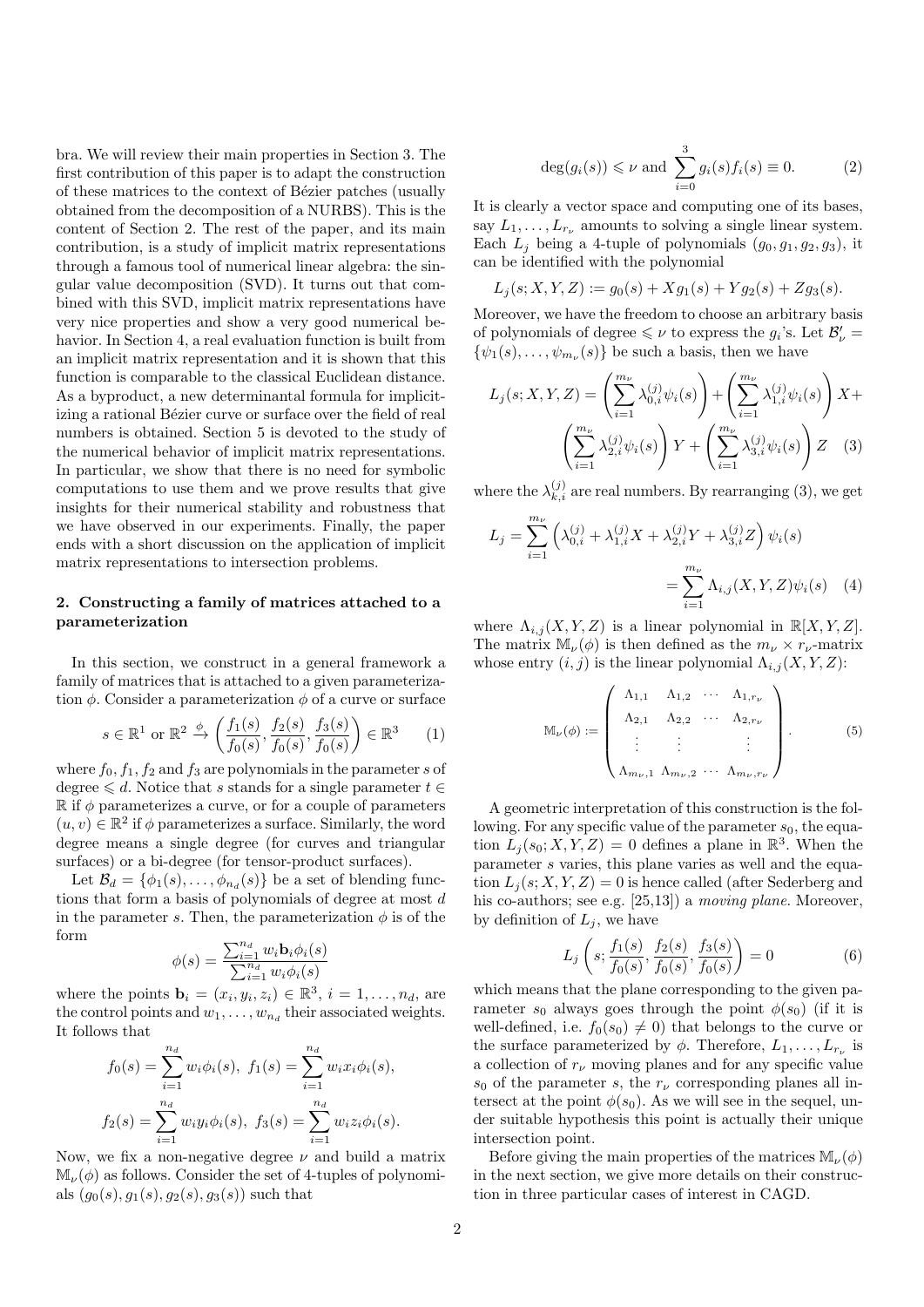bra. We will review their main properties in Section 3. The first contribution of this paper is to adapt the construction of these matrices to the context of Bézier patches (usually obtained from the decomposition of a NURBS). This is the content of Section 2. The rest of the paper, and its main contribution, is a study of implicit matrix representations through a famous tool of numerical linear algebra: the singular value decomposition (SVD). It turns out that combined with this SVD, implicit matrix representations have very nice properties and show a very good numerical behavior. In Section 4, a real evaluation function is built from an implicit matrix representation and it is shown that this function is comparable to the classical Euclidean distance. As a byproduct, a new determinantal formula for implicitizing a rational Bézier curve or surface over the field of real numbers is obtained. Section 5 is devoted to the study of the numerical behavior of implicit matrix representations. In particular, we show that there is no need for symbolic computations to use them and we prove results that give insights for their numerical stability and robustness that we have observed in our experiments. Finally, the paper ends with a short discussion on the application of implicit matrix representations to intersection problems.

## 2. Constructing a family of matrices attached to a parameterization

In this section, we construct in a general framework a family of matrices that is attached to a given parameterization $\phi$. Consider a parameterization $\phi$ of a curve or surface

$$s \in \mathbb{R}^1 \text{ or } \mathbb{R}^2 \xrightarrow{\phi} \left( \frac{f_1(s)}{f_0(s)}, \frac{f_2(s)}{f_0(s)}, \frac{f_3(s)}{f_0(s)} \right) \in \mathbb{R}^3 \qquad (1)$$

where $f_0, f_1, f_2$ and $f_3$ are polynomials in the parameter $s$ of degree $\leqslant d$. Notice that $s$ stands for a single parameter $t \in \mathbb{R}$ if $\phi$ parameterizes a curve, or for a couple of parameters $(u, v) \in \mathbb{R}^2$ if $\phi$ parameterizes a surface. Similarly, the word degree means a single degree (for curves and triangular surfaces) or a bi-degree (for tensor-product surfaces).

Let $\mathcal{B}_d = \{\phi_1(s), \ldots, \phi_{n_d}(s)\}$ be a set of blending functions that form a basis of polynomials of degree at most $d$ in the parameter $s$. Then, the parameterization $\phi$ is of the form

$$\phi(s) = \frac{\sum_{i=1}^{n_d} w_i \mathbf{b}_i \phi_i(s)}{\sum_{i=1}^{n_d} w_i \phi_i(s)}$$

where the points $\mathbf{b}_i = (x_i, y_i, z_i) \in \mathbb{R}^3$, $i = 1, \ldots, n_d$, are the control points and $w_1, \ldots, w_{n_d}$ their associated weights. It follows that

$$f_0(s) = \sum_{i=1}^{n_d} w_i \phi_i(s), \; f_1(s) = \sum_{i=1}^{n_d} w_i x_i \phi_i(s),$$

$$f_2(s) = \sum_{i=1}^{n_d} w_i y_i \phi_i(s), \; f_3(s) = \sum_{i=1}^{n_d} w_i z_i \phi_i(s).$$

Now, we fix a non-negative degree $\nu$ and build a matrix $\mathbb{M}_\nu(\phi)$ as follows. Consider the set of 4-tuples of polynomials $(g_0(s), g_1(s), g_2(s), g_3(s))$ such that

$$\deg(g_i(s)) \leqslant \nu \text{ and } \sum_{i=0}^{3} g_i(s) f_i(s) \equiv 0. \qquad (2)$$

It is clearly a vector space and computing one of its bases, say $L_1, \ldots, L_{r_\nu}$ amounts to solving a single linear system. Each $L_j$ being a 4-tuple of polynomials $(g_0, g_1, g_2, g_3)$, it can be identified with the polynomial

$$L_j(s; X, Y, Z) := g_0(s) + X g_1(s) + Y g_2(s) + Z g_3(s).$$

Moreover, we have the freedom to choose an arbitrary basis of polynomials of degree $\leqslant \nu$ to express the $g_i$'s. Let $\mathcal{B}'_\nu = \{\psi_1(s), \ldots, \psi_{m_\nu}(s)\}$ be such a basis, then we have

$$L_j(s; X, Y, Z) = \left( \sum_{i=1}^{m_\nu} \lambda_{0,i}^{(j)} \psi_i(s) \right) + \left( \sum_{i=1}^{m_\nu} \lambda_{1,i}^{(j)} \psi_i(s) \right) X + \left( \sum_{i=1}^{m_\nu} \lambda_{2,i}^{(j)} \psi_i(s) \right) Y + \left( \sum_{i=1}^{m_\nu} \lambda_{3,i}^{(j)} \psi_i(s) \right) Z \qquad (3)$$

where the $\lambda_{k,i}^{(j)}$ are real numbers. By rearranging (3), we get

$$L_j = \sum_{i=1}^{m_\nu} \left( \lambda_{0,i}^{(j)} + \lambda_{1,i}^{(j)} X + \lambda_{2,i}^{(j)} Y + \lambda_{3,i}^{(j)} Z \right) \psi_i(s) = \sum_{i=1}^{m_\nu} \Lambda_{i,j}(X, Y, Z) \psi_i(s) \qquad (4)$$

where $\Lambda_{i,j}(X, Y, Z)$ is a linear polynomial in $\mathbb{R}[X, Y, Z]$. The matrix $\mathbb{M}_\nu(\phi)$ is then defined as the $m_\nu \times r_\nu$-matrix whose entry $(i, j)$ is the linear polynomial $\Lambda_{i,j}(X, Y, Z)$:

$$\mathbb{M}_\nu(\phi) := \begin{pmatrix} \Lambda_{1,1} & \Lambda_{1,2} & \cdots & \Lambda_{1,r_\nu} \\ \Lambda_{2,1} & \Lambda_{2,2} & \cdots & \Lambda_{2,r_\nu} \\ \vdots & \vdots & & \vdots \\ \Lambda_{m_\nu,1} & \Lambda_{m_\nu,2} & \cdots & \Lambda_{m_\nu,r_\nu} \end{pmatrix}. \qquad (5)$$

A geometric interpretation of this construction is the following. For any specific value of the parameter $s_0$, the equation $L_j(s_0; X, Y, Z) = 0$ defines a plane in $\mathbb{R}^3$. When the parameter $s$ varies, this plane varies as well and the equation $L_j(s; X, Y, Z) = 0$ is hence called (after Sederberg and his co-authors; see e.g. [25,13]) a *moving plane*. Moreover, by definition of $L_j$, we have

$$L_j\left(s; \frac{f_1(s)}{f_0(s)}, \frac{f_2(s)}{f_0(s)}, \frac{f_3(s)}{f_0(s)}\right) = 0 \qquad (6)$$

which means that the plane corresponding to the given parameter $s_0$ always goes through the point $\phi(s_0)$ (if it is well-defined, i.e. $f_0(s_0) \neq 0$) that belongs to the curve or the surface parameterized by $\phi$. Therefore, $L_1, \ldots, L_{r_\nu}$ is a collection of $r_\nu$ moving planes and for any specific value $s_0$ of the parameter $s$, the $r_\nu$ corresponding planes all intersect at the point $\phi(s_0)$. As we will see in the sequel, under suitable hypothesis this point is actually their unique intersection point.

Before giving the main properties of the matrices $\mathbb{M}_\nu(\phi)$ in the next section, we give more details on their construction in three particular cases of interest in CAGD.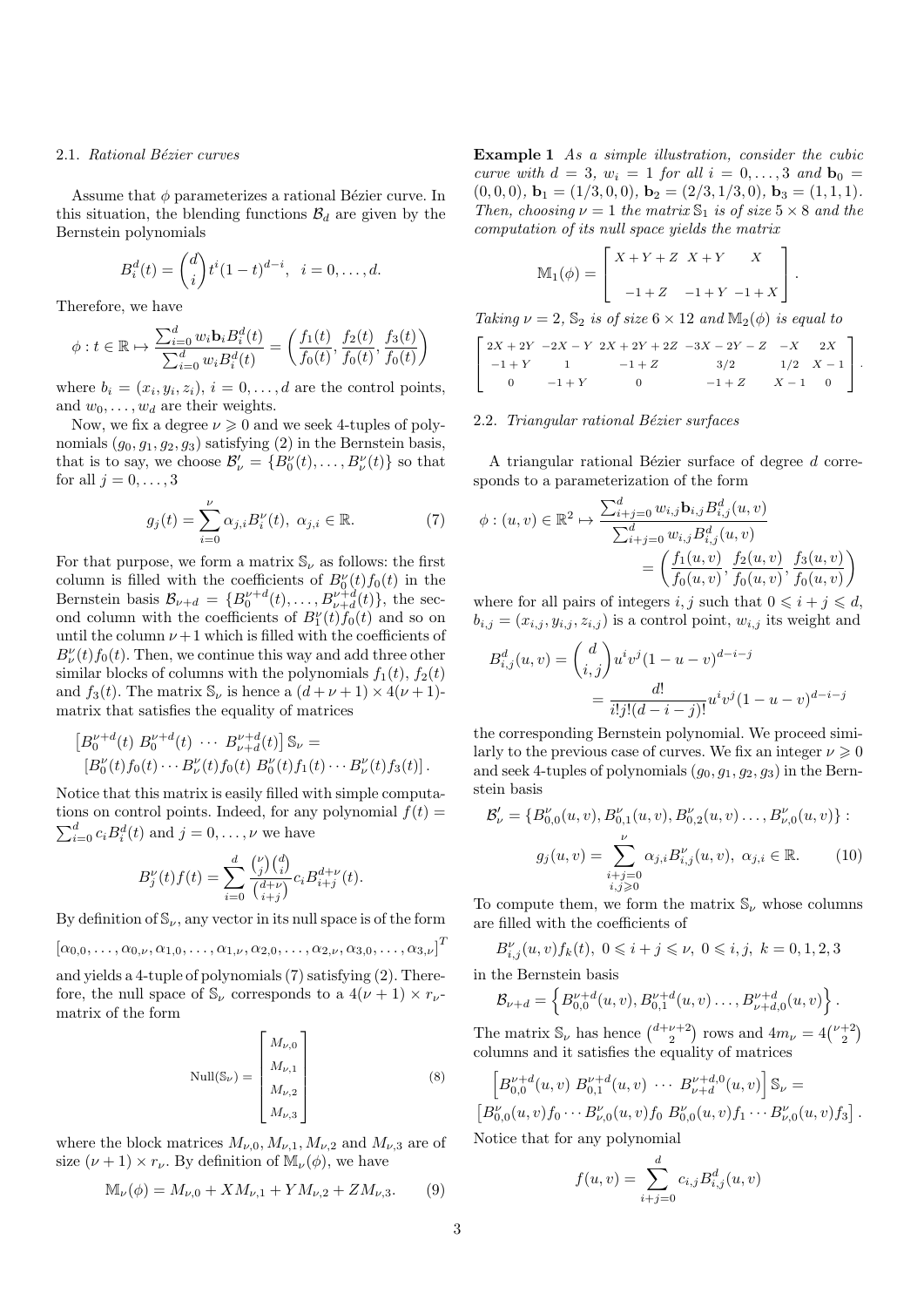### 2.1. *Rational Bézier curves*

Assume that $\phi$ parameterizes a rational Bézier curve. In this situation, the blending functions $\mathcal{B}_d$ are given by the Bernstein polynomials

$$B_i^d(t) = \binom{d}{i} t^i (1-t)^{d-i}, \quad i = 0, \ldots, d.$$

Therefore, we have

$$\phi : t \in \mathbb{R} \mapsto \frac{\sum_{i=0}^d w_i \mathbf{b}_i B_i^d(t)}{\sum_{i=0}^d w_i B_i^d(t)} = \left( \frac{f_1(t)}{f_0(t)}, \frac{f_2(t)}{f_0(t)}, \frac{f_3(t)}{f_0(t)} \right)$$

where $b_i = (x_i, y_i, z_i)$, $i = 0, \ldots, d$ are the control points, and $w_0, \ldots, w_d$ are their weights.

Now, we fix a degree $\nu \geqslant 0$ and we seek 4-tuples of polynomials $(g_0, g_1, g_2, g_3)$ satisfying (2) in the Bernstein basis, that is to say, we choose $\mathcal{B}'_\nu = \{B_0^\nu(t), \ldots, B_\nu^\nu(t)\}$ so that for all $j = 0, \ldots, 3$

$$g_j(t) = \sum_{i=0}^{\nu} \alpha_{j,i} B_i^\nu(t), \ \alpha_{j,i} \in \mathbb{R}. \tag{7}$$

For that purpose, we form a matrix $\mathbb{S}_\nu$ as follows: the first column is filled with the coefficients of $B_0^\nu(t) f_0(t)$ in the Bernstein basis $\mathcal{B}_{\nu+d} = \{B_0^{\nu+d}(t), \ldots, B_{\nu+d}^{\nu+d}(t)\}$, the second column with the coefficients of $B_1^\nu(t) f_0(t)$ and so on until the column $\nu+1$ which is filled with the coefficients of $B_\nu^\nu(t) f_0(t)$. Then, we continue this way and add three other similar blocks of columns with the polynomials $f_1(t)$, $f_2(t)$ and $f_3(t)$. The matrix $\mathbb{S}_\nu$ is hence a $(d+\nu+1) \times 4(\nu+1)$-matrix that satisfies the equality of matrices

$$\begin{aligned}&\left[B_0^{\nu+d}(t)\ B_0^{\nu+d}(t)\ \cdots\ B_{\nu+d}^{\nu+d}(t)\right] \mathbb{S}_\nu = \\ &\left[B_0^\nu(t) f_0(t) \cdots B_\nu^\nu(t) f_0(t)\ B_0^\nu(t) f_1(t) \cdots B_\nu^\nu(t) f_3(t)\right].\end{aligned}$$

Notice that this matrix is easily filled with simple computations on control points. Indeed, for any polynomial $f(t) = \sum_{i=0}^d c_i B_i^d(t)$ and $j = 0, \ldots, \nu$ we have

$$B_j^\nu(t) f(t) = \sum_{i=0}^{d} \frac{\binom{\nu}{j}\binom{d}{i}}{\binom{d+\nu}{i+j}} c_i B_{i+j}^{d+\nu}(t).$$

By definition of $\mathbb{S}_\nu$, any vector in its null space is of the form

$$[\alpha_{0,0}, \ldots, \alpha_{0,\nu}, \alpha_{1,0}, \ldots, \alpha_{1,\nu}, \alpha_{2,0}, \ldots, \alpha_{2,\nu}, \alpha_{3,0}, \ldots, \alpha_{3,\nu}]^T$$

and yields a 4-tuple of polynomials (7) satisfying (2). Therefore, the null space of $\mathbb{S}_\nu$ corresponds to a $4(\nu+1) \times r_\nu$-matrix of the form

$$\mathrm{Null}(\mathbb{S}_\nu) = \begin{bmatrix} M_{\nu,0} \\ M_{\nu,1} \\ M_{\nu,2} \\ M_{\nu,3} \end{bmatrix} \tag{8}$$

where the block matrices $M_{\nu,0}$, $M_{\nu,1}$, $M_{\nu,2}$ and $M_{\nu,3}$ are of size $(\nu+1) \times r_\nu$. By definition of $\mathbb{M}_\nu(\phi)$, we have

$$\mathbb{M}_\nu(\phi) = M_{\nu,0} + X M_{\nu,1} + Y M_{\nu,2} + Z M_{\nu,3}. \tag{9}$$

**Example 1** *As a simple illustration, consider the cubic curve with $d = 3$, $w_i = 1$ for all $i = 0, \ldots, 3$ and $\mathbf{b}_0 = (0,0,0)$, $\mathbf{b}_1 = (1/3, 0, 0)$, $\mathbf{b}_2 = (2/3, 1/3, 0)$, $\mathbf{b}_3 = (1,1,1)$. Then, choosing $\nu = 1$ the matrix $\mathbb{S}_1$ is of size $5 \times 8$ and the computation of its null space yields the matrix*

$$\mathbb{M}_1(\phi) = \begin{bmatrix} X+Y+Z & X+Y & X \\ & & \\ -1+Z & -1+Y & -1+X \end{bmatrix}.$$

*Taking $\nu = 2$, $\mathbb{S}_2$ is of size $6 \times 12$ and $\mathbb{M}_2(\phi)$ is equal to*

$$\begin{bmatrix} 2X+2Y & -2X-Y & 2X+2Y+2Z & -3X-2Y-Z & -X & 2X \\ -1+Y & 1 & -1+Z & 3/2 & 1/2 & X-1 \\ 0 & -1+Y & 0 & -1+Z & X-1 & 0 \end{bmatrix}.$$

### 2.2. *Triangular rational Bézier surfaces*

A triangular rational Bézier surface of degree $d$ corresponds to a parameterization of the form

$$\begin{aligned}\phi : (u,v) \in \mathbb{R}^2 \mapsto & \frac{\sum_{i+j=0}^d w_{i,j} \mathbf{b}_{i,j} B_{i,j}^d(u,v)}{\sum_{i+j=0}^d w_{i,j} B_{i,j}^d(u,v)} \\ &= \left( \frac{f_1(u,v)}{f_0(u,v)}, \frac{f_2(u,v)}{f_0(u,v)}, \frac{f_3(u,v)}{f_0(u,v)} \right)\end{aligned}$$

where for all pairs of integers $i, j$ such that $0 \leqslant i + j \leqslant d$, $b_{i,j} = (x_{i,j}, y_{i,j}, z_{i,j})$ is a control point, $w_{i,j}$ its weight and

$$\begin{aligned}B_{i,j}^d(u,v) &= \binom{d}{i,j} u^i v^j (1-u-v)^{d-i-j} \\ &= \frac{d!}{i!j!(d-i-j)!} u^i v^j (1-u-v)^{d-i-j}\end{aligned}$$

the corresponding Bernstein polynomial. We proceed similarly to the previous case of curves. We fix an integer $\nu \geqslant 0$ and seek 4-tuples of polynomials $(g_0, g_1, g_2, g_3)$ in the Bernstein basis

$$\mathcal{B}'_\nu = \{B_{0,0}^\nu(u,v), B_{0,1}^\nu(u,v), B_{0,2}^\nu(u,v) \ldots, B_{\nu,0}^\nu(u,v)\} :$$

$$g_j(u,v) = \sum_{\substack{i+j=0 \\ i,j \geqslant 0}}^{\nu} \alpha_{j,i} B_{i,j}^\nu(u,v), \ \alpha_{j,i} \in \mathbb{R}. \tag{10}$$

To compute them, we form the matrix $\mathbb{S}_\nu$ whose columns are filled with the coefficients of

$$B_{i,j}^\nu(u,v) f_k(t), \ 0 \leqslant i + j \leqslant \nu, \ 0 \leqslant i, j, \ k = 0, 1, 2, 3$$

in the Bernstein basis

$$\mathcal{B}_{\nu+d} = \left\{ B_{0,0}^{\nu+d}(u,v), B_{0,1}^{\nu+d}(u,v) \ldots, B_{\nu+d,0}^{\nu+d}(u,v) \right\}.$$

The matrix $\mathbb{S}_\nu$ has hence $\binom{d+\nu+2}{2}$ rows and $4m_\nu = 4\binom{\nu+2}{2}$ columns and it satisfies the equality of matrices

$$\begin{aligned}&\left[B_{0,0}^{\nu+d}(u,v)\ B_{0,1}^{\nu+d}(u,v)\ \cdots\ B_{\nu+d}^{\nu+d,0}(u,v)\right] \mathbb{S}_\nu = \\ &\left[B_{0,0}^\nu(u,v) f_0 \cdots B_{\nu,0}^\nu(u,v) f_0\ B_{0,0}^\nu(u,v) f_1 \cdots B_{\nu,0}^\nu(u,v) f_3\right].\end{aligned}$$

Notice that for any polynomial

$$f(u,v) = \sum_{i+j=0}^{d} c_{i,j} B_{i,j}^d(u,v)$$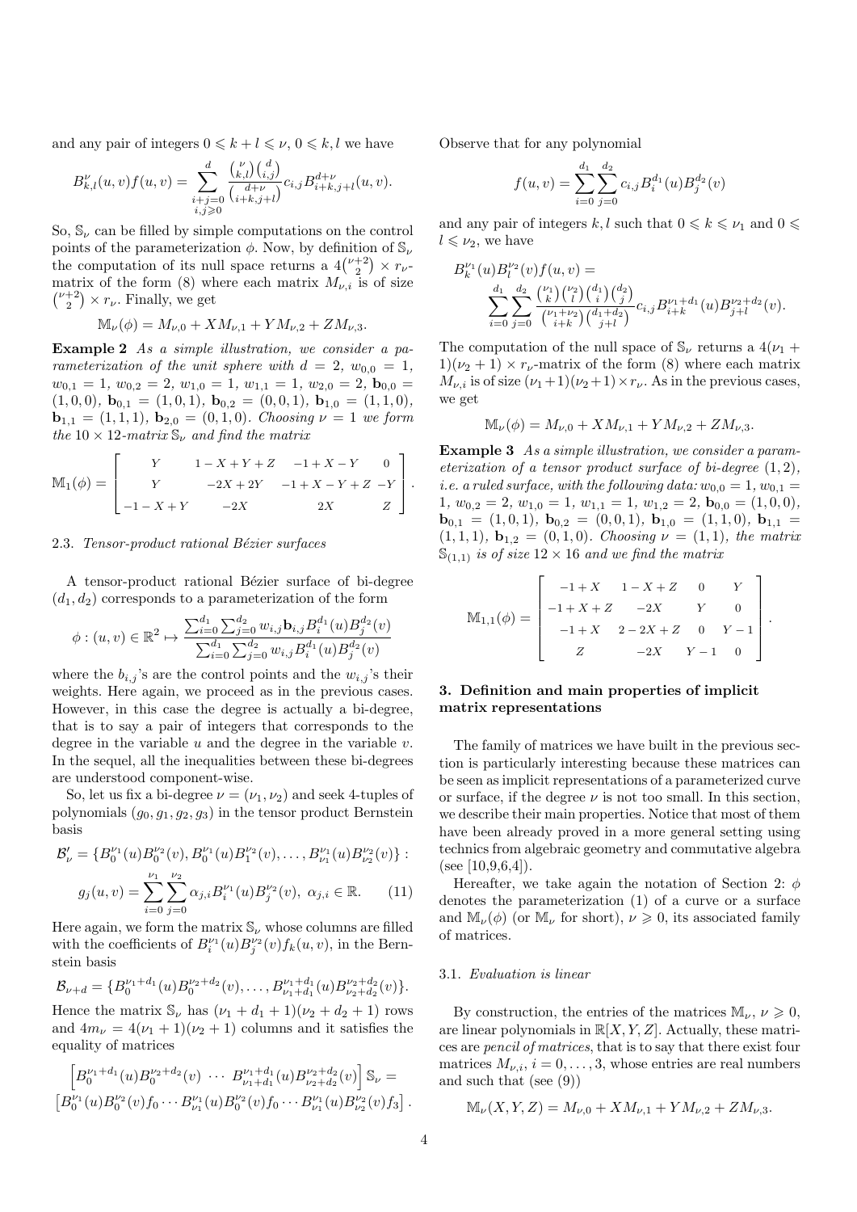and any pair of integers $0 \leqslant k+l \leqslant \nu$, $0 \leqslant k, l$ we have

$$B^{\nu}_{k,l}(u,v)f(u,v) = \sum_{\substack{i+j=0\\ i,j\geqslant 0}}^{d} \frac{\binom{\nu}{k,l}\binom{d}{i,j}}{\binom{d+\nu}{i+k,j+l}} c_{i,j} B^{d+\nu}_{i+k,j+l}(u,v).$$

So, $\mathbb{S}_\nu$ can be filled by simple computations on the control points of the parameterization $\phi$. Now, by definition of $\mathbb{S}_\nu$ the computation of its null space returns a $4\binom{\nu+2}{2} \times r_\nu$-matrix of the form (8) where each matrix $M_{\nu,i}$ is of size $\binom{\nu+2}{2} \times r_\nu$. Finally, we get

$$\mathbb{M}_\nu(\phi) = M_{\nu,0} + XM_{\nu,1} + YM_{\nu,2} + ZM_{\nu,3}.$$

**Example 2** *As a simple illustration, we consider a parameterization of the unit sphere with $d=2$, $w_{0,0}=1$, $w_{0,1}=1$, $w_{0,2}=2$, $w_{1,0}=1$, $w_{1,1}=1$, $w_{2,0}=2$, $\mathbf{b}_{0,0}=(1,0,0)$, $\mathbf{b}_{0,1}=(1,0,1)$, $\mathbf{b}_{0,2}=(0,0,1)$, $\mathbf{b}_{1,0}=(1,1,0)$, $\mathbf{b}_{1,1}=(1,1,1)$, $\mathbf{b}_{2,0}=(0,1,0)$. Choosing $\nu=1$ we form the $10\times 12$-matrix $\mathbb{S}_\nu$ and find the matrix*

$$\mathbb{M}_1(\phi) = \begin{bmatrix} Y & 1-X+Y+Z & -1+X-Y & 0 \\ Y & -2X+2Y & -1+X-Y+Z & -Y \\ -1-X+Y & -2X & 2X & Z \end{bmatrix}.$$

### 2.3. *Tensor-product rational Bézier surfaces*

A tensor-product rational Bézier surface of bi-degree $(d_1, d_2)$ corresponds to a parameterization of the form

$$\phi : (u,v) \in \mathbb{R}^2 \mapsto \frac{\sum_{i=0}^{d_1}\sum_{j=0}^{d_2} w_{i,j}\mathbf{b}_{i,j}B^{d_1}_i(u)B^{d_2}_j(v)}{\sum_{i=0}^{d_1}\sum_{j=0}^{d_2} w_{i,j}B^{d_1}_i(u)B^{d_2}_j(v)}$$

where the $b_{i,j}$'s are the control points and the $w_{i,j}$'s their weights. Here again, we proceed as in the previous cases. However, in this case the degree is actually a bi-degree, that is to say a pair of integers that corresponds to the degree in the variable $u$ and the degree in the variable $v$. In the sequel, all the inequalities between these bi-degrees are understood component-wise.

So, let us fix a bi-degree $\nu = (\nu_1, \nu_2)$ and seek 4-tuples of polynomials $(g_0, g_1, g_2, g_3)$ in the tensor product Bernstein basis

$$\mathcal{B}'_\nu = \{B^{\nu_1}_0(u)B^{\nu_2}_0(v), B^{\nu_1}_0(u)B^{\nu_2}_1(v), \ldots, B^{\nu_1}_{\nu_1}(u)B^{\nu_2}_{\nu_2}(v)\}:$$

$$g_j(u,v) = \sum_{i=0}^{\nu_1}\sum_{j=0}^{\nu_2} \alpha_{j,i} B^{\nu_1}_i(u)B^{\nu_2}_j(v),\ \alpha_{j,i}\in\mathbb{R}. \qquad (11)$$

Here again, we form the matrix $\mathbb{S}_\nu$ whose columns are filled with the coefficients of $B^{\nu_1}_i(u)B^{\nu_2}_j(v)f_k(u,v)$, in the Bernstein basis

$$\mathcal{B}_{\nu+d} = \{B^{\nu_1+d_1}_0(u)B^{\nu_2+d_2}_0(v), \ldots, B^{\nu_1+d_1}_{\nu_1+d_1}(u)B^{\nu_2+d_2}_{\nu_2+d_2}(v)\}.$$

Hence the matrix $\mathbb{S}_\nu$ has $(\nu_1+d_1+1)(\nu_2+d_2+1)$ rows and $4m_\nu = 4(\nu_1+1)(\nu_2+1)$ columns and it satisfies the equality of matrices

$$\begin{bmatrix} B^{\nu_1+d_1}_0(u)B^{\nu_2+d_2}_0(v) & \cdots & B^{\nu_1+d_1}_{\nu_1+d_1}(u)B^{\nu_2+d_2}_{\nu_2+d_2}(v)\end{bmatrix}\mathbb{S}_\nu =$$
$$\begin{bmatrix} B^{\nu_1}_0(u)B^{\nu_2}_0(v)f_0 \cdots B^{\nu_1}_{\nu_1}(u)B^{\nu_2}_0(v)f_0 \cdots B^{\nu_1}_{\nu_1}(u)B^{\nu_2}_{\nu_2}(v)f_3\end{bmatrix}.$$

Observe that for any polynomial

$$f(u,v) = \sum_{i=0}^{d_1}\sum_{j=0}^{d_2} c_{i,j}B^{d_1}_i(u)B^{d_2}_j(v)$$

and any pair of integers $k, l$ such that $0 \leqslant k \leqslant \nu_1$ and $0 \leqslant l \leqslant \nu_2$, we have

$$B^{\nu_1}_k(u)B^{\nu_2}_l(v)f(u,v) = \sum_{i=0}^{d_1}\sum_{j=0}^{d_2} \frac{\binom{\nu_1}{k}\binom{\nu_2}{l}\binom{d_1}{i}\binom{d_2}{j}}{\binom{\nu_1+\nu_2}{i+k}\binom{d_1+d_2}{j+l}} c_{i,j}B^{\nu_1+d_1}_{i+k}(u)B^{\nu_2+d_2}_{j+l}(v).$$

The computation of the null space of $\mathbb{S}_\nu$ returns a $4(\nu_1+1)(\nu_2+1)\times r_\nu$-matrix of the form (8) where each matrix $M_{\nu,i}$ is of size $(\nu_1+1)(\nu_2+1)\times r_\nu$. As in the previous cases, we get

$$\mathbb{M}_\nu(\phi) = M_{\nu,0} + XM_{\nu,1} + YM_{\nu,2} + ZM_{\nu,3}.$$

**Example 3** *As a simple illustration, we consider a parameterization of a tensor product surface of bi-degree $(1,2)$, i.e. a ruled surface, with the following data: $w_{0,0}=1$, $w_{0,1}=1$, $w_{0,2}=2$, $w_{1,0}=1$, $w_{1,1}=1$, $w_{1,2}=2$, $\mathbf{b}_{0,0}=(1,0,0)$, $\mathbf{b}_{0,1}=(1,0,1)$, $\mathbf{b}_{0,2}=(0,0,1)$, $\mathbf{b}_{1,0}=(1,1,0)$, $\mathbf{b}_{1,1}=(1,1,1)$, $\mathbf{b}_{1,2}=(0,1,0)$. Choosing $\nu=(1,1)$, the matrix $\mathbb{S}_{(1,1)}$ is of size $12\times 16$ and we find the matrix*

$$\mathbb{M}_{1,1}(\phi) = \begin{bmatrix} -1+X & 1-X+Z & 0 & Y \\ -1+X+Z & -2X & Y & 0 \\ -1+X & 2-2X+Z & 0 & Y-1 \\ Z & -2X & Y-1 & 0 \end{bmatrix}.$$

## 3. Definition and main properties of implicit matrix representations

The family of matrices we have built in the previous section is particularly interesting because these matrices can be seen as implicit representations of a parameterized curve or surface, if the degree $\nu$ is not too small. In this section, we describe their main properties. Notice that most of them have been already proved in a more general setting using technics from algebraic geometry and commutative algebra (see [10,9,6,4]).

Hereafter, we take again the notation of Section 2: $\phi$ denotes the parameterization (1) of a curve or a surface and $\mathbb{M}_\nu(\phi)$ (or $\mathbb{M}_\nu$ for short), $\nu \geqslant 0$, its associated family of matrices.

### 3.1. *Evaluation is linear*

By construction, the entries of the matrices $\mathbb{M}_\nu$, $\nu \geqslant 0$, are linear polynomials in $\mathbb{R}[X,Y,Z]$. Actually, these matrices are *pencil of matrices*, that is to say that there exist four matrices $M_{\nu,i}$, $i=0,\ldots,3$, whose entries are real numbers and such that (see (9))

$$\mathbb{M}_\nu(X,Y,Z) = M_{\nu,0} + XM_{\nu,1} + YM_{\nu,2} + ZM_{\nu,3}.$$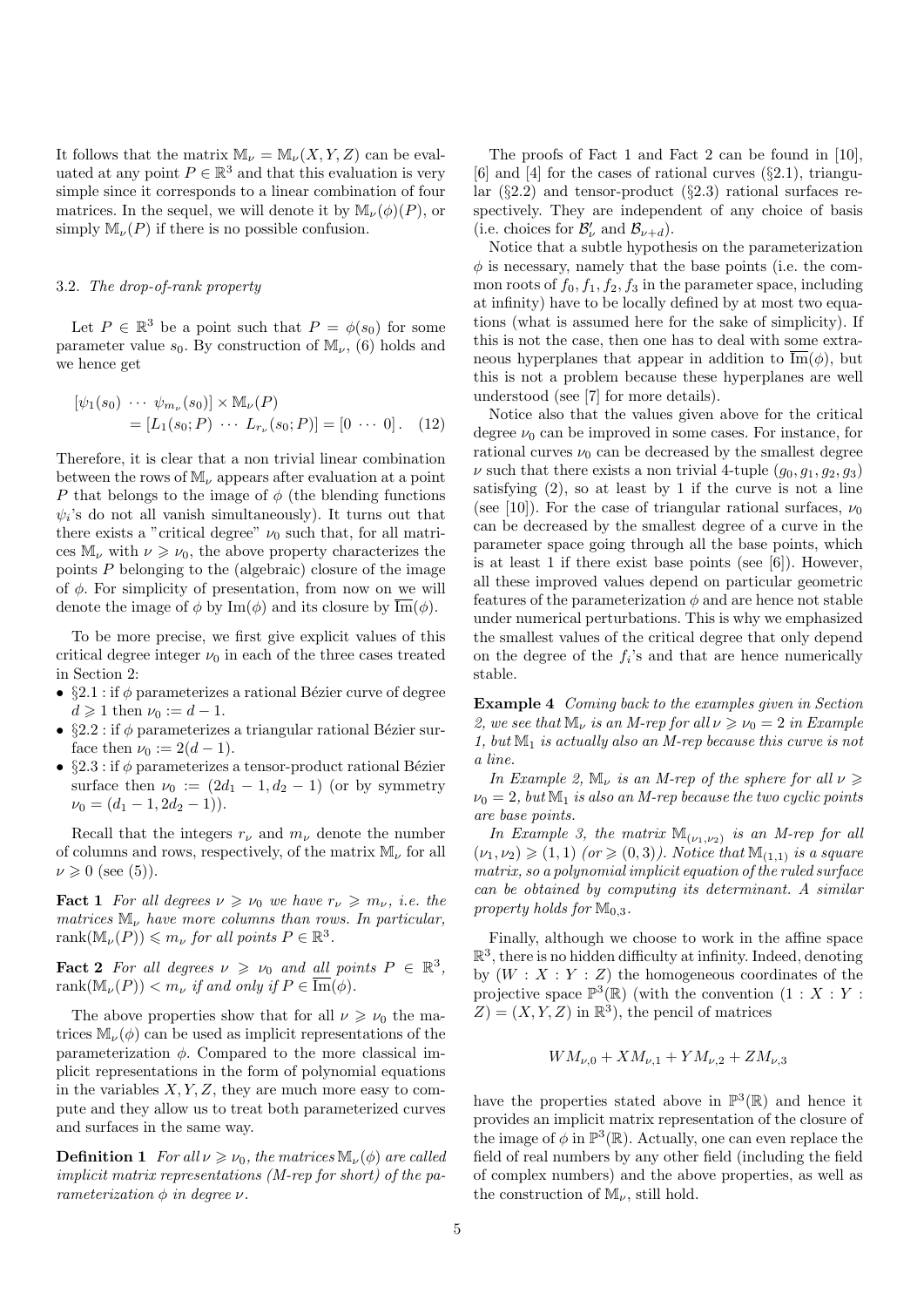It follows that the matrix $\mathbb{M}_\nu = \mathbb{M}_\nu(X,Y,Z)$ can be evaluated at any point $P \in \mathbb{R}^3$ and that this evaluation is very simple since it corresponds to a linear combination of four matrices. In the sequel, we will denote it by $\mathbb{M}_\nu(\phi)(P)$, or simply $\mathbb{M}_\nu(P)$ if there is no possible confusion.

### 3.2. *The drop-of-rank property*

Let $P \in \mathbb{R}^3$ be a point such that $P = \phi(s_0)$ for some parameter value $s_0$. By construction of $\mathbb{M}_\nu$, (6) holds and we hence get

$$[\psi_1(s_0) \ \cdots \ \psi_{m_\nu}(s_0)] \times \mathbb{M}_\nu(P) = [L_1(s_0;P) \ \cdots \ L_{r_\nu}(s_0;P)] = [0 \ \cdots \ 0]. \quad (12)$$

Therefore, it is clear that a non trivial linear combination between the rows of $\mathbb{M}_\nu$ appears after evaluation at a point $P$ that belongs to the image of $\phi$ (the blending functions $\psi_i$'s do not all vanish simultaneously). It turns out that there exists a "critical degree" $\nu_0$ such that, for all matrices $\mathbb{M}_\nu$ with $\nu \geqslant \nu_0$, the above property characterizes the points $P$ belonging to the (algebraic) closure of the image of $\phi$. For simplicity of presentation, from now on we will denote the image of $\phi$ by $\mathrm{Im}(\phi)$ and its closure by $\overline{\mathrm{Im}}(\phi)$.

To be more precise, we first give explicit values of this critical degree integer $\nu_0$ in each of the three cases treated in Section 2:

- §2.1 : if $\phi$ parameterizes a rational Bézier curve of degree $d \geqslant 1$ then $\nu_0 := d-1$.
- §2.2 : if $\phi$ parameterizes a triangular rational Bézier surface then $\nu_0 := 2(d-1)$.
- §2.3 : if $\phi$ parameterizes a tensor-product rational Bézier surface then $\nu_0 := (2d_1-1, d_2-1)$ (or by symmetry $\nu_0 = (d_1-1, 2d_2-1)$).

Recall that the integers $r_\nu$ and $m_\nu$ denote the number of columns and rows, respectively, of the matrix $\mathbb{M}_\nu$ for all $\nu \geqslant 0$ (see (5)).

**Fact 1** *For all degrees $\nu \geqslant \nu_0$ we have $r_\nu \geqslant m_\nu$, i.e. the matrices $\mathbb{M}_\nu$ have more columns than rows. In particular, $\mathrm{rank}(\mathbb{M}_\nu(P)) \leqslant m_\nu$ for all points $P \in \mathbb{R}^3$.*

**Fact 2** *For all degrees $\nu \geqslant \nu_0$ and all points $P \in \mathbb{R}^3$, $\mathrm{rank}(\mathbb{M}_\nu(P)) < m_\nu$ if and only if $P \in \overline{\mathrm{Im}}(\phi)$.*

The above properties show that for all $\nu \geqslant \nu_0$ the matrices $\mathbb{M}_\nu(\phi)$ can be used as implicit representations of the parameterization $\phi$. Compared to the more classical implicit representations in the form of polynomial equations in the variables $X, Y, Z$, they are much more easy to compute and they allow us to treat both parameterized curves and surfaces in the same way.

**Definition 1** *For all $\nu \geqslant \nu_0$, the matrices $\mathbb{M}_\nu(\phi)$ are called implicit matrix representations (M-rep for short) of the parameterization $\phi$ in degree $\nu$.*

The proofs of Fact 1 and Fact 2 can be found in [10], [6] and [4] for the cases of rational curves (§2.1), triangular (§2.2) and tensor-product (§2.3) rational surfaces respectively. They are independent of any choice of basis (i.e. choices for $\mathcal{B}'_\nu$ and $\mathcal{B}_{\nu+d}$).

Notice that a subtle hypothesis on the parameterization $\phi$ is necessary, namely that the base points (i.e. the common roots of $f_0, f_1, f_2, f_3$ in the parameter space, including at infinity) have to be locally defined by at most two equations (what is assumed here for the sake of simplicity). If this is not the case, then one has to deal with some extraneous hyperplanes that appear in addition to $\overline{\mathrm{Im}}(\phi)$, but this is not a problem because these hyperplanes are well understood (see [7] for more details).

Notice also that the values given above for the critical degree $\nu_0$ can be improved in some cases. For instance, for rational curves $\nu_0$ can be decreased by the smallest degree $\nu$ such that there exists a non trivial 4-tuple $(g_0, g_1, g_2, g_3)$ satisfying (2), so at least by 1 if the curve is not a line (see [10]). For the case of triangular rational surfaces, $\nu_0$ can be decreased by the smallest degree of a curve in the parameter space going through all the base points, which is at least 1 if there exist base points (see [6]). However, all these improved values depend on particular geometric features of the parameterization $\phi$ and are hence not stable under numerical perturbations. This is why we emphasized the smallest values of the critical degree that only depend on the degree of the $f_i$'s and that are hence numerically stable.

**Example 4** *Coming back to the examples given in Section 2, we see that $\mathbb{M}_\nu$ is an M-rep for all $\nu \geqslant \nu_0 = 2$ in Example 1, but $\mathbb{M}_1$ is actually also an M-rep because this curve is not a line.*

*In Example 2, $\mathbb{M}_\nu$ is an M-rep of the sphere for all $\nu \geqslant \nu_0 = 2$, but $\mathbb{M}_1$ is also an M-rep because the two cyclic points are base points.*

*In Example 3, the matrix $\mathbb{M}_{(\nu_1,\nu_2)}$ is an M-rep for all $(\nu_1,\nu_2) \geqslant (1,1)$ (or $\geqslant (0,3)$). Notice that $\mathbb{M}_{(1,1)}$ is a square matrix, so a polynomial implicit equation of the ruled surface can be obtained by computing its determinant. A similar property holds for $\mathbb{M}_{0,3}$.*

Finally, although we choose to work in the affine space $\mathbb{R}^3$, there is no hidden difficulty at infinity. Indeed, denoting by $(W : X : Y : Z)$ the homogeneous coordinates of the projective space $\mathbb{P}^3(\mathbb{R})$ (with the convention $(1 : X : Y : Z) = (X,Y,Z)$ in $\mathbb{R}^3$), the pencil of matrices

$$WM_{\nu,0} + XM_{\nu,1} + YM_{\nu,2} + ZM_{\nu,3}$$

have the properties stated above in $\mathbb{P}^3(\mathbb{R})$ and hence it provides an implicit matrix representation of the closure of the image of $\phi$ in $\mathbb{P}^3(\mathbb{R})$. Actually, one can even replace the field of real numbers by any other field (including the field of complex numbers) and the above properties, as well as the construction of $\mathbb{M}_\nu$, still hold.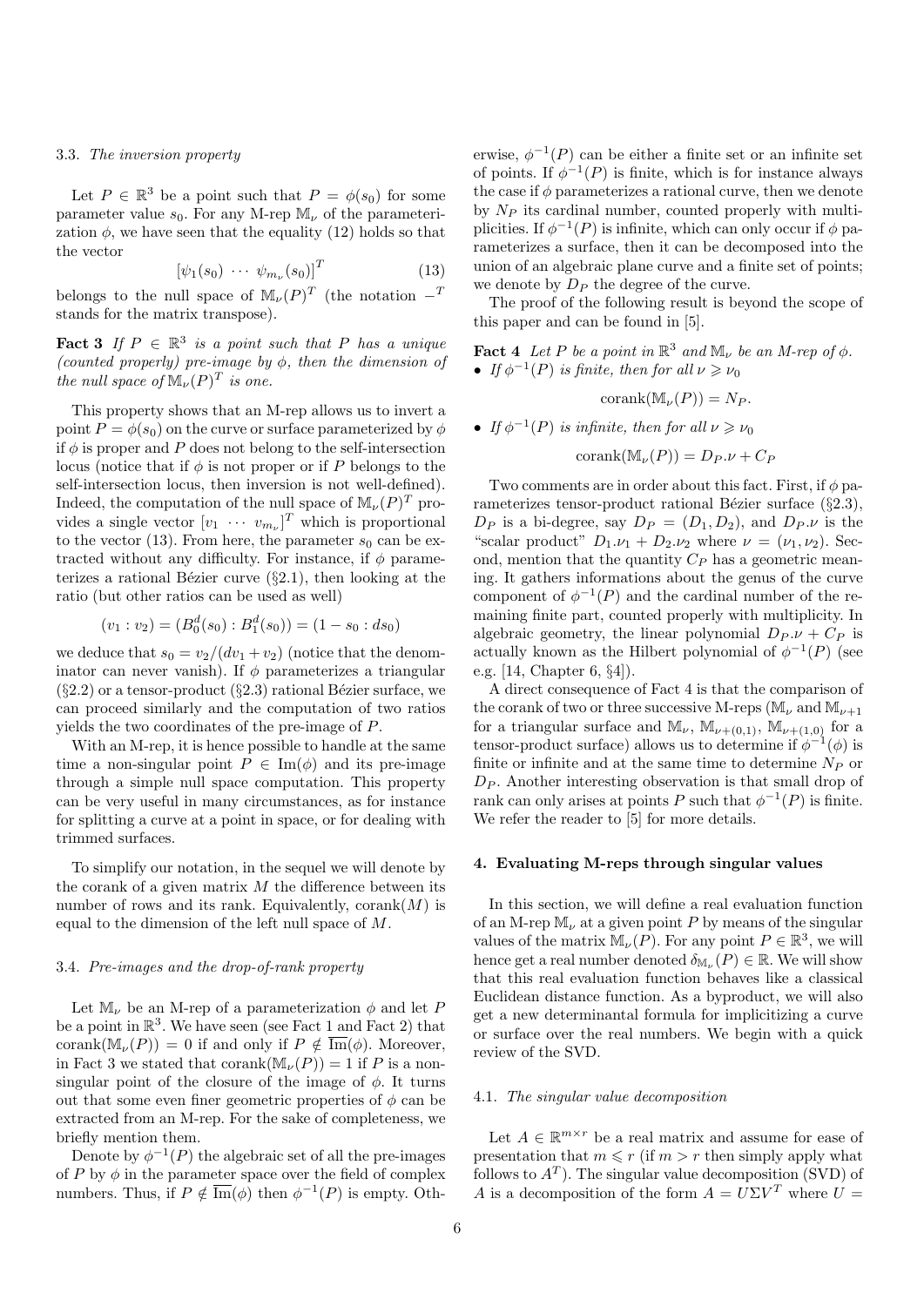### 3.3. The inversion property

Let $P \in \mathbb{R}^3$ be a point such that $P = \phi(s_0)$ for some parameter value $s_0$. For any M-rep $\mathbb{M}_\nu$ of the parameterization $\phi$, we have seen that the equality (12) holds so that the vector

$$[\psi_1(s_0) \ \cdots \ \psi_{m_\nu}(s_0)]^T \tag{13}$$

belongs to the null space of $\mathbb{M}_\nu(P)^T$ (the notation $-^T$ stands for the matrix transpose).

**Fact 3** *If $P \in \mathbb{R}^3$ is a point such that $P$ has a unique (counted properly) pre-image by $\phi$, then the dimension of the null space of $\mathbb{M}_\nu(P)^T$ is one.*

This property shows that an M-rep allows us to invert a point $P = \phi(s_0)$ on the curve or surface parameterized by $\phi$ if $\phi$ is proper and $P$ does not belong to the self-intersection locus (notice that if $\phi$ is not proper or if $P$ belongs to the self-intersection locus, then inversion is not well-defined). Indeed, the computation of the null space of $\mathbb{M}_\nu(P)^T$ provides a single vector $[v_1 \ \cdots \ v_{m_\nu}]^T$ which is proportional to the vector (13). From here, the parameter $s_0$ can be extracted without any difficulty. For instance, if $\phi$ parameterizes a rational Bézier curve (§2.1), then looking at the ratio (but other ratios can be used as well)

$$(v_1 : v_2) = (B_0^d(s_0) : B_1^d(s_0)) = (1 - s_0 : ds_0)$$

we deduce that $s_0 = v_2/(dv_1 + v_2)$ (notice that the denominator can never vanish). If $\phi$ parameterizes a triangular (§2.2) or a tensor-product (§2.3) rational Bézier surface, we can proceed similarly and the computation of two ratios yields the two coordinates of the pre-image of $P$.

With an M-rep, it is hence possible to handle at the same time a non-singular point $P \in \mathrm{Im}(\phi)$ and its pre-image through a simple null space computation. This property can be very useful in many circumstances, as for instance for splitting a curve at a point in space, or for dealing with trimmed surfaces.

To simplify our notation, in the sequel we will denote by the corank of a given matrix $M$ the difference between its number of rows and its rank. Equivalently, $\mathrm{corank}(M)$ is equal to the dimension of the left null space of $M$.

### 3.4. Pre-images and the drop-of-rank property

Let $\mathbb{M}_\nu$ be an M-rep of a parameterization $\phi$ and let $P$ be a point in $\mathbb{R}^3$. We have seen (see Fact 1 and Fact 2) that $\mathrm{corank}(\mathbb{M}_\nu(P)) = 0$ if and only if $P \notin \overline{\mathrm{Im}}(\phi)$. Moreover, in Fact 3 we stated that $\mathrm{corank}(\mathbb{M}_\nu(P)) = 1$ if $P$ is a non-singular point of the closure of the image of $\phi$. It turns out that some even finer geometric properties of $\phi$ can be extracted from an M-rep. For the sake of completeness, we briefly mention them.

Denote by $\phi^{-1}(P)$ the algebraic set of all the pre-images of $P$ by $\phi$ in the parameter space over the field of complex numbers. Thus, if $P \notin \overline{\mathrm{Im}}(\phi)$ then $\phi^{-1}(P)$ is empty. Otherwise, $\phi^{-1}(P)$ can be either a finite set or an infinite set of points. If $\phi^{-1}(P)$ is finite, which is for instance always the case if $\phi$ parameterizes a rational curve, then we denote by $N_P$ its cardinal number, counted properly with multiplicities. If $\phi^{-1}(P)$ is infinite, which can only occur if $\phi$ parameterizes a surface, then it can be decomposed into the union of an algebraic plane curve and a finite set of points; we denote by $D_P$ the degree of the curve.

The proof of the following result is beyond the scope of this paper and can be found in [5].

**Fact 4** *Let $P$ be a point in $\mathbb{R}^3$ and $\mathbb{M}_\nu$ be an M-rep of $\phi$.*

- *If $\phi^{-1}(P)$ is finite, then for all $\nu \geqslant \nu_0$*

$$\mathrm{corank}(\mathbb{M}_\nu(P)) = N_P.$$

- *If $\phi^{-1}(P)$ is infinite, then for all $\nu \geqslant \nu_0$*

$$\mathrm{corank}(\mathbb{M}_\nu(P)) = D_P.\nu + C_P$$

Two comments are in order about this fact. First, if $\phi$ parameterizes tensor-product rational Bézier surface (§2.3), $D_P$ is a bi-degree, say $D_P = (D_1, D_2)$, and $D_P.\nu$ is the "scalar product" $D_1.\nu_1 + D_2.\nu_2$ where $\nu = (\nu_1, \nu_2)$. Second, mention that the quantity $C_P$ has a geometric meaning. It gathers informations about the genus of the curve component of $\phi^{-1}(P)$ and the cardinal number of the remaining finite part, counted properly with multiplicity. In algebraic geometry, the linear polynomial $D_P.\nu + C_P$ is actually known as the Hilbert polynomial of $\phi^{-1}(P)$ (see e.g. [14, Chapter 6, §4]).

A direct consequence of Fact 4 is that the comparison of the corank of two or three successive M-reps ($\mathbb{M}_\nu$ and $\mathbb{M}_{\nu+1}$ for a triangular surface and $\mathbb{M}_\nu$, $\mathbb{M}_{\nu+(0,1)}$, $\mathbb{M}_{\nu+(1,0)}$ for a tensor-product surface) allows us to determine if $\phi^{-1}(\phi)$ is finite or infinite and at the same time to determine $N_P$ or $D_P$. Another interesting observation is that small drop of rank can only arises at points $P$ such that $\phi^{-1}(P)$ is finite. We refer the reader to [5] for more details.

## 4. Evaluating M-reps through singular values

In this section, we will define a real evaluation function of an M-rep $\mathbb{M}_\nu$ at a given point $P$ by means of the singular values of the matrix $\mathbb{M}_\nu(P)$. For any point $P \in \mathbb{R}^3$, we will hence get a real number denoted $\delta_{\mathbb{M}_\nu}(P) \in \mathbb{R}$. We will show that this real evaluation function behaves like a classical Euclidean distance function. As a byproduct, we will also get a new determinantal formula for implicitizing a curve or surface over the real numbers. We begin with a quick review of the SVD.

### 4.1. The singular value decomposition

Let $A \in \mathbb{R}^{m \times r}$ be a real matrix and assume for ease of presentation that $m \leqslant r$ (if $m > r$ then simply apply what follows to $A^T$). The singular value decomposition (SVD) of $A$ is a decomposition of the form $A = U\Sigma V^T$ where $U =$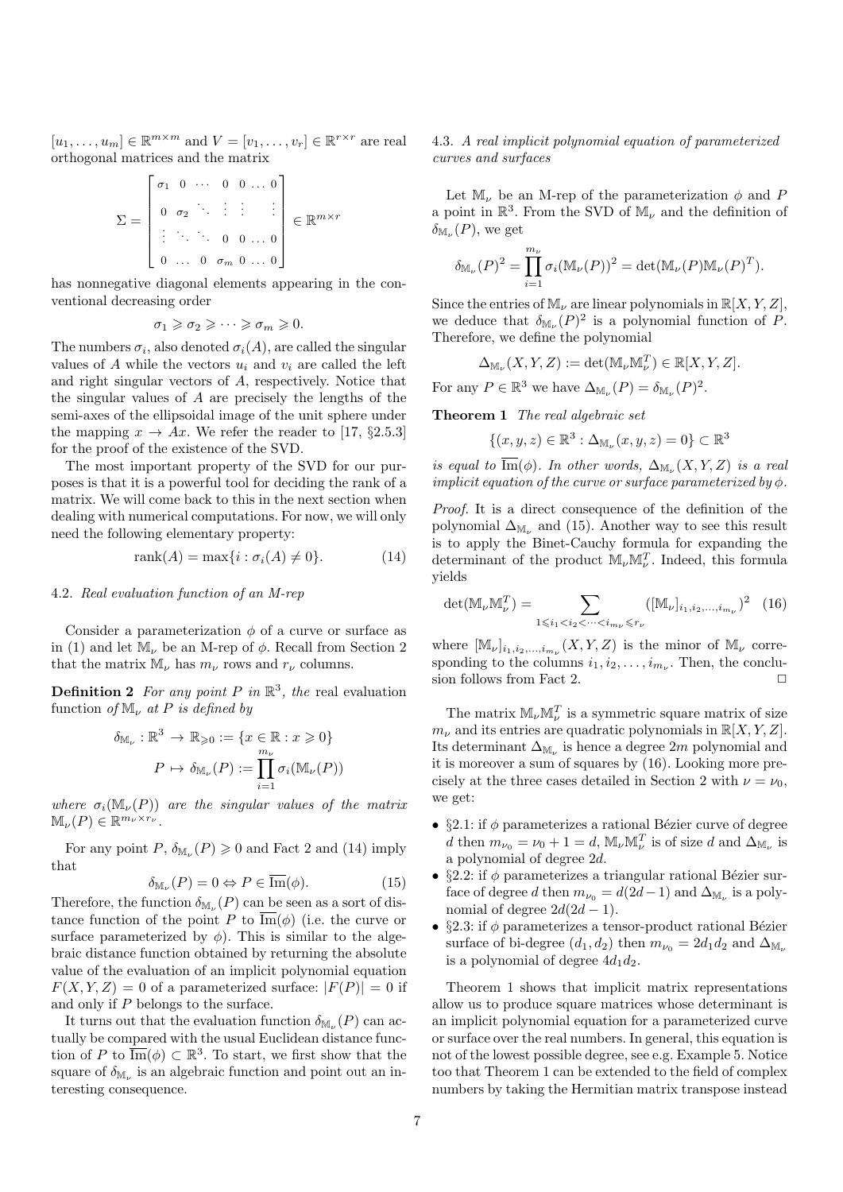$[u_1, \ldots, u_m] \in \mathbb{R}^{m\times m}$ and $V = [v_1, \ldots, v_r] \in \mathbb{R}^{r\times r}$ are real orthogonal matrices and the matrix

$$\Sigma = \begin{bmatrix} \sigma_1 & 0 & \cdots & 0 & 0 & \ldots & 0 \\ 0 & \sigma_2 & \ddots & \vdots & \vdots & & \vdots \\ \vdots & \ddots & \ddots & 0 & 0 & \ldots & 0 \\ 0 & \ldots & 0 & \sigma_m & 0 & \ldots & 0 \end{bmatrix} \in \mathbb{R}^{m\times r}$$

has nonnegative diagonal elements appearing in the conventional decreasing order

$$\sigma_1 \geqslant \sigma_2 \geqslant \cdots \geqslant \sigma_m \geqslant 0.$$

The numbers $\sigma_i$, also denoted $\sigma_i(A)$, are called the singular values of $A$ while the vectors $u_i$ and $v_i$ are called the left and right singular vectors of $A$, respectively. Notice that the singular values of $A$ are precisely the lengths of the semi-axes of the ellipsoidal image of the unit sphere under the mapping $x \to Ax$. We refer the reader to [17, §2.5.3] for the proof of the existence of the SVD.

The most important property of the SVD for our purposes is that it is a powerful tool for deciding the rank of a matrix. We will come back to this in the next section when dealing with numerical computations. For now, we will only need the following elementary property:

$$\mathrm{rank}(A) = \max\{i : \sigma_i(A) \neq 0\}. \quad (14)$$

### 4.2. *Real evaluation function of an M-rep*

Consider a parameterization $\phi$ of a curve or surface as in (1) and let $\mathbb{M}_\nu$ be an M-rep of $\phi$. Recall from Section 2 that the matrix $\mathbb{M}_\nu$ has $m_\nu$ rows and $r_\nu$ columns.

**Definition 2** *For any point $P$ in $\mathbb{R}^3$, the* real evaluation function *of $\mathbb{M}_\nu$ at $P$ is defined by*

$$\delta_{\mathbb{M}_\nu} : \mathbb{R}^3 \to \mathbb{R}_{\geqslant 0} := \{x \in \mathbb{R} : x \geqslant 0\}$$
$$P \mapsto \delta_{\mathbb{M}_\nu}(P) := \prod_{i=1}^{m_\nu} \sigma_i(\mathbb{M}_\nu(P))$$

*where $\sigma_i(\mathbb{M}_\nu(P))$ are the singular values of the matrix $\mathbb{M}_\nu(P) \in \mathbb{R}^{m_\nu \times r_\nu}$.*

For any point $P$, $\delta_{\mathbb{M}_\nu}(P) \geqslant 0$ and Fact 2 and (14) imply that

$$\delta_{\mathbb{M}_\nu}(P) = 0 \Leftrightarrow P \in \overline{\mathrm{Im}}(\phi). \quad (15)$$

Therefore, the function $\delta_{\mathbb{M}_\nu}(P)$ can be seen as a sort of distance function of the point $P$ to $\overline{\mathrm{Im}}(\phi)$ (i.e. the curve or surface parameterized by $\phi$). This is similar to the algebraic distance function obtained by returning the absolute value of the evaluation of an implicit polynomial equation $F(X,Y,Z) = 0$ of a parameterized surface: $|F(P)| = 0$ if and only if $P$ belongs to the surface.

It turns out that the evaluation function $\delta_{\mathbb{M}_\nu}(P)$ can actually be compared with the usual Euclidean distance function of $P$ to $\overline{\mathrm{Im}}(\phi) \subset \mathbb{R}^3$. To start, we first show that the square of $\delta_{\mathbb{M}_\nu}$ is an algebraic function and point out an interesting consequence.

### 4.3. *A real implicit polynomial equation of parameterized curves and surfaces*

Let $\mathbb{M}_\nu$ be an M-rep of the parameterization $\phi$ and $P$ a point in $\mathbb{R}^3$. From the SVD of $\mathbb{M}_\nu$ and the definition of $\delta_{\mathbb{M}_\nu}(P)$, we get

$$\delta_{\mathbb{M}_\nu}(P)^2 = \prod_{i=1}^{m_\nu} \sigma_i(\mathbb{M}_\nu(P))^2 = \det(\mathbb{M}_\nu(P)\mathbb{M}_\nu(P)^T).$$

Since the entries of $\mathbb{M}_\nu$ are linear polynomials in $\mathbb{R}[X,Y,Z]$, we deduce that $\delta_{\mathbb{M}_\nu}(P)^2$ is a polynomial function of $P$. Therefore, we define the polynomial

$$\Delta_{\mathbb{M}_\nu}(X,Y,Z) := \det(\mathbb{M}_\nu\mathbb{M}_\nu^T) \in \mathbb{R}[X,Y,Z].$$

For any $P \in \mathbb{R}^3$ we have $\Delta_{\mathbb{M}_\nu}(P) = \delta_{\mathbb{M}_\nu}(P)^2$.

**Theorem 1** *The real algebraic set*

$$\{(x,y,z) \in \mathbb{R}^3 : \Delta_{\mathbb{M}_\nu}(x,y,z) = 0\} \subset \mathbb{R}^3$$

*is equal to $\overline{\mathrm{Im}}(\phi)$. In other words, $\Delta_{\mathbb{M}_\nu}(X,Y,Z)$ is a real implicit equation of the curve or surface parameterized by $\phi$.*

*Proof.* It is a direct consequence of the definition of the polynomial $\Delta_{\mathbb{M}_\nu}$ and (15). Another way to see this result is to apply the Binet-Cauchy formula for expanding the determinant of the product $\mathbb{M}_\nu\mathbb{M}_\nu^T$. Indeed, this formula yields

$$\det(\mathbb{M}_\nu\mathbb{M}_\nu^T) = \sum_{1\leqslant i_1<i_2<\cdots<i_{m_\nu}\leqslant r_\nu} ([\mathbb{M}_\nu]_{i_1,i_2,\ldots,i_{m_\nu}})^2 \quad (16)$$

where $[\mathbb{M}_\nu]_{i_1,i_2,\ldots,i_{m_\nu}}(X,Y,Z)$ is the minor of $\mathbb{M}_\nu$ corresponding to the columns $i_1, i_2, \ldots, i_{m_\nu}$. Then, the conclusion follows from Fact 2. □

The matrix $\mathbb{M}_\nu\mathbb{M}_\nu^T$ is a symmetric square matrix of size $m_\nu$ and its entries are quadratic polynomials in $\mathbb{R}[X,Y,Z]$. Its determinant $\Delta_{\mathbb{M}_\nu}$ is hence a degree $2m$ polynomial and it is moreover a sum of squares by (16). Looking more precisely at the three cases detailed in Section 2 with $\nu = \nu_0$, we get:

- §2.1: if $\phi$ parameterizes a rational Bézier curve of degree $d$ then $m_{\nu_0} = \nu_0 + 1 = d$, $\mathbb{M}_\nu\mathbb{M}_\nu^T$ is of size $d$ and $\Delta_{\mathbb{M}_\nu}$ is a polynomial of degree $2d$.
- §2.2: if $\phi$ parameterizes a triangular rational Bézier surface of degree $d$ then $m_{\nu_0} = d(2d-1)$ and $\Delta_{\mathbb{M}_\nu}$ is a polynomial of degree $2d(2d-1)$.
- §2.3: if $\phi$ parameterizes a tensor-product rational Bézier surface of bi-degree $(d_1, d_2)$ then $m_{\nu_0} = 2d_1d_2$ and $\Delta_{\mathbb{M}_\nu}$ is a polynomial of degree $4d_1d_2$.

Theorem 1 shows that implicit matrix representations allow us to produce square matrices whose determinant is an implicit polynomial equation for a parameterized curve or surface over the real numbers. In general, this equation is not of the lowest possible degree, see e.g. Example 5. Notice too that Theorem 1 can be extended to the field of complex numbers by taking the Hermitian matrix transpose instead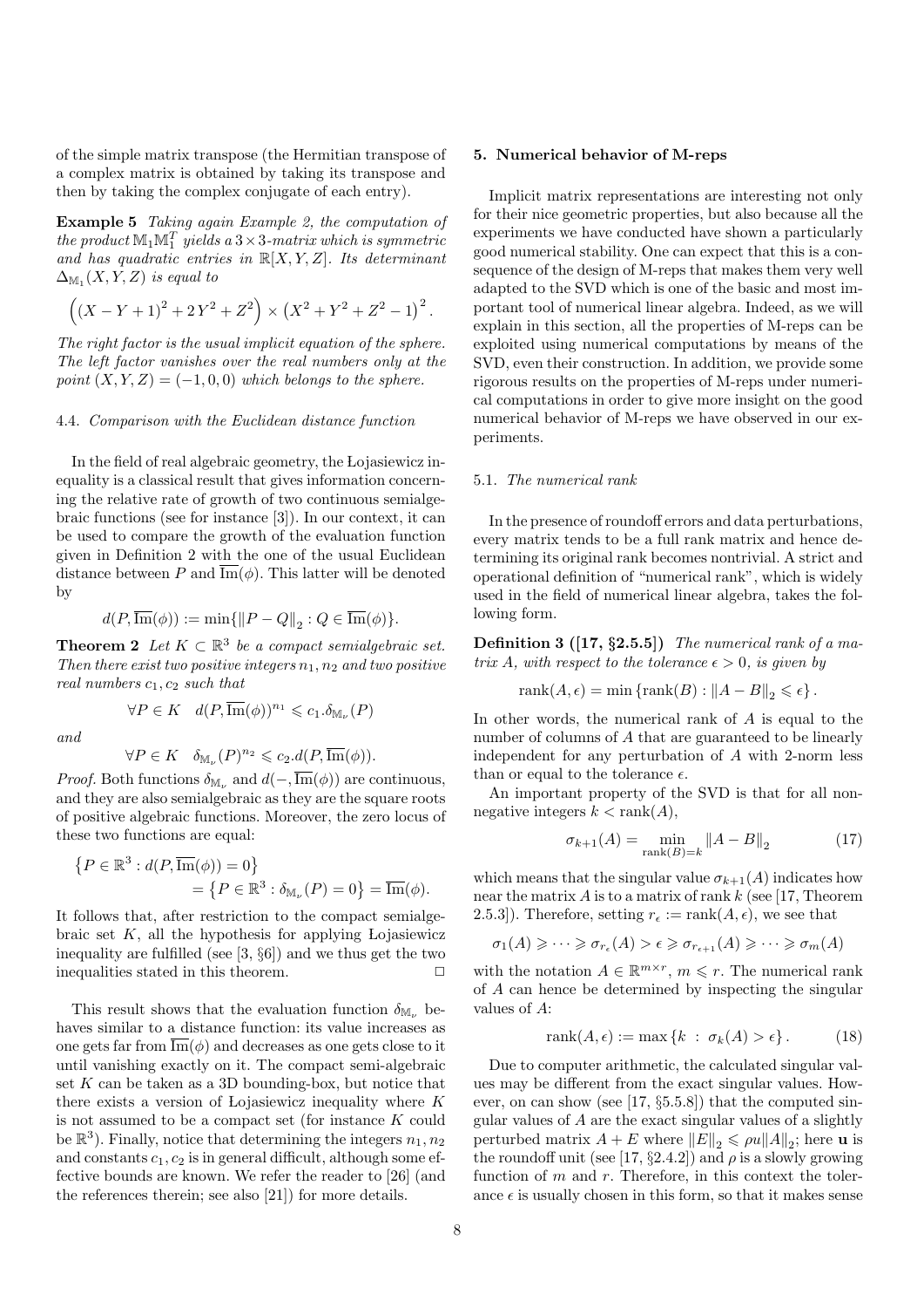of the simple matrix transpose (the Hermitian transpose of a complex matrix is obtained by taking its transpose and then by taking the complex conjugate of each entry).

**Example 5** *Taking again Example 2, the computation of the product* $\mathbb{M}_1\mathbb{M}_1^T$ *yields a* $3\times 3$*-matrix which is symmetric and has quadratic entries in* $\mathbb{R}[X,Y,Z]$*. Its determinant* $\Delta_{\mathbb{M}_1}(X,Y,Z)$ *is equal to*

$$\left((X-Y+1)^2+2Y^2+Z^2\right)\times\left(X^2+Y^2+Z^2-1\right)^2.$$

*The right factor is the usual implicit equation of the sphere. The left factor vanishes over the real numbers only at the point* $(X,Y,Z)=(-1,0,0)$ *which belongs to the sphere.*

### 4.4. *Comparison with the Euclidean distance function*

In the field of real algebraic geometry, the Łojasiewicz inequality is a classical result that gives information concerning the relative rate of growth of two continuous semialgebraic functions (see for instance [3]). In our context, it can be used to compare the growth of the evaluation function given in Definition 2 with the one of the usual Euclidean distance between $P$ and $\overline{\mathrm{Im}}(\phi)$. This latter will be denoted by

$$d(P,\overline{\mathrm{Im}}(\phi)) := \min\{\|P-Q\|_2 : Q\in\overline{\mathrm{Im}}(\phi)\}.$$

**Theorem 2** *Let* $K\subset\mathbb{R}^3$ *be a compact semialgebraic set. Then there exist two positive integers* $n_1,n_2$ *and two positive real numbers* $c_1,c_2$ *such that*

$$\forall P\in K \quad d(P,\overline{\mathrm{Im}}(\phi))^{n_1}\leqslant c_1.\delta_{\mathbb{M}_\nu}(P)$$

*and*

$$\forall P\in K \quad \delta_{\mathbb{M}_\nu}(P)^{n_2}\leqslant c_2.d(P,\overline{\mathrm{Im}}(\phi)).$$

*Proof.* Both functions $\delta_{\mathbb{M}_\nu}$ and $d(-,\overline{\mathrm{Im}}(\phi))$ are continuous, and they are also semialgebraic as they are the square roots of positive algebraic functions. Moreover, the zero locus of these two functions are equal:

$$\left\{P\in\mathbb{R}^3 : d(P,\overline{\mathrm{Im}}(\phi))=0\right\} = \left\{P\in\mathbb{R}^3 : \delta_{\mathbb{M}_\nu}(P)=0\right\} = \overline{\mathrm{Im}}(\phi).$$

It follows that, after restriction to the compact semialgebraic set $K$, all the hypothesis for applying Łojasiewicz inequality are fulfilled (see [3, §6]) and we thus get the two inequalities stated in this theorem. □

This result shows that the evaluation function $\delta_{\mathbb{M}_\nu}$ behaves similar to a distance function: its value increases as one gets far from $\overline{\mathrm{Im}}(\phi)$ and decreases as one gets close to it until vanishing exactly on it. The compact semi-algebraic set $K$ can be taken as a 3D bounding-box, but notice that there exists a version of Łojasiewicz inequality where $K$ is not assumed to be a compact set (for instance $K$ could be $\mathbb{R}^3$). Finally, notice that determining the integers $n_1,n_2$ and constants $c_1,c_2$ is in general difficult, although some effective bounds are known. We refer the reader to [26] (and the references therein; see also [21]) for more details.

## 5. Numerical behavior of M-reps

Implicit matrix representations are interesting not only for their nice geometric properties, but also because all the experiments we have conducted have shown a particularly good numerical stability. One can expect that this is a consequence of the design of M-reps that makes them very well adapted to the SVD which is one of the basic and most important tool of numerical linear algebra. Indeed, as we will explain in this section, all the properties of M-reps can be exploited using numerical computations by means of the SVD, even their construction. In addition, we provide some rigorous results on the properties of M-reps under numerical computations in order to give more insight on the good numerical behavior of M-reps we have observed in our experiments.

### 5.1. *The numerical rank*

In the presence of roundoff errors and data perturbations, every matrix tends to be a full rank matrix and hence determining its original rank becomes nontrivial. A strict and operational definition of "numerical rank", which is widely used in the field of numerical linear algebra, takes the following form.

**Definition 3 ([17, §2.5.5])** *The numerical rank of a matrix* $A$*, with respect to the tolerance* $\epsilon>0$*, is given by*

$$\mathrm{rank}(A,\epsilon)=\min\left\{\mathrm{rank}(B) : \|A-B\|_2\leqslant\epsilon\right\}.$$

In other words, the numerical rank of $A$ is equal to the number of columns of $A$ that are guaranteed to be linearly independent for any perturbation of $A$ with 2-norm less than or equal to the tolerance $\epsilon$.

An important property of the SVD is that for all nonnegative integers $k<\mathrm{rank}(A)$,

$$\sigma_{k+1}(A)=\min_{\mathrm{rank}(B)=k}\|A-B\|_2 \tag{17}$$

which means that the singular value $\sigma_{k+1}(A)$ indicates how near the matrix $A$ is to a matrix of rank $k$ (see [17, Theorem 2.5.3]). Therefore, setting $r_\epsilon := \mathrm{rank}(A,\epsilon)$, we see that

$$\sigma_1(A)\geqslant\cdots\geqslant\sigma_{r_\epsilon}(A)>\epsilon\geqslant\sigma_{r_{\epsilon+1}}(A)\geqslant\cdots\geqslant\sigma_m(A)$$

with the notation $A\in\mathbb{R}^{m\times r}$, $m\leqslant r$. The numerical rank of $A$ can hence be determined by inspecting the singular values of $A$:

$$\mathrm{rank}(A,\epsilon) := \max\left\{k \;:\; \sigma_k(A)>\epsilon\right\}. \tag{18}$$

Due to computer arithmetic, the calculated singular values may be different from the exact singular values. However, on can show (see [17, §5.5.8]) that the computed singular values of $A$ are the exact singular values of a slightly perturbed matrix $A+E$ where $\|E\|_2\leqslant\rho u\|A\|_2$; here $\mathbf{u}$ is the roundoff unit (see [17, §2.4.2]) and $\rho$ is a slowly growing function of $m$ and $r$. Therefore, in this context the tolerance $\epsilon$ is usually chosen in this form, so that it makes sense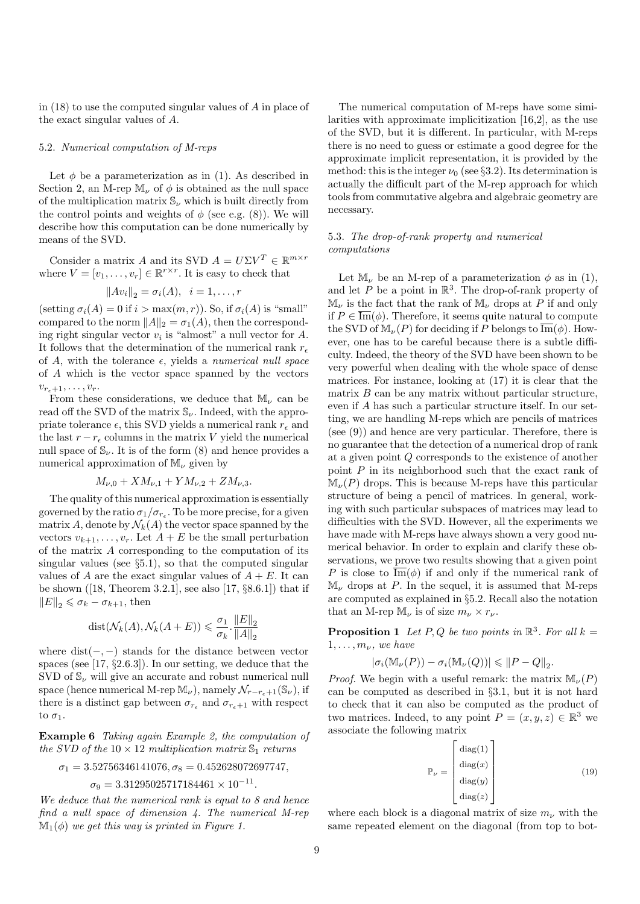in (18) to use the computed singular values of $A$ in place of the exact singular values of $A$.

### 5.2. Numerical computation of M-reps

Let $\phi$ be a parameterization as in (1). As described in Section 2, an M-rep $\mathbb{M}_\nu$ of $\phi$ is obtained as the null space of the multiplication matrix $\mathbb{S}_\nu$ which is built directly from the control points and weights of $\phi$ (see e.g. (8)). We will describe how this computation can be done numerically by means of the SVD.

Consider a matrix $A$ and its SVD $A = U\Sigma V^T \in \mathbb{R}^{m\times r}$ where $V = [v_1, \dots, v_r] \in \mathbb{R}^{r\times r}$. It is easy to check that

$$\|Av_i\|_2 = \sigma_i(A), \quad i = 1, \dots, r$$

(setting $\sigma_i(A) = 0$ if $i > \max(m, r)$). So, if $\sigma_i(A)$ is "small" compared to the norm $\|A\|_2 = \sigma_1(A)$, then the corresponding right singular vector $v_i$ is "almost" a null vector for $A$. It follows that the determination of the numerical rank $r_\epsilon$ of $A$, with the tolerance $\epsilon$, yields a *numerical null space* of $A$ which is the vector space spanned by the vectors $v_{r_\epsilon+1}, \dots, v_r$.

From these considerations, we deduce that $\mathbb{M}_\nu$ can be read off the SVD of the matrix $\mathbb{S}_\nu$. Indeed, with the appropriate tolerance $\epsilon$, this SVD yields a numerical rank $r_\epsilon$ and the last $r - r_\epsilon$ columns in the matrix $V$ yield the numerical null space of $\mathbb{S}_\nu$. It is of the form (8) and hence provides a numerical approximation of $\mathbb{M}_\nu$ given by

$$M_{\nu,0} + XM_{\nu,1} + YM_{\nu,2} + ZM_{\nu,3}.$$

The quality of this numerical approximation is essentially governed by the ratio $\sigma_1/\sigma_{r_\epsilon}$. To be more precise, for a given matrix $A$, denote by $\mathcal{N}_k(A)$ the vector space spanned by the vectors $v_{k+1}, \dots, v_r$. Let $A + E$ be the small perturbation of the matrix $A$ corresponding to the computation of its singular values (see §5.1), so that the computed singular values of $A$ are the exact singular values of $A + E$. It can be shown ([18, Theorem 3.2.1], see also [17, §8.6.1]) that if $\|E\|_2 \leqslant \sigma_k - \sigma_{k+1}$, then

$$\mathrm{dist}(\mathcal{N}_k(A), \mathcal{N}_k(A + E)) \leqslant \frac{\sigma_1}{\sigma_k} \cdot \frac{\|E\|_2}{\|A\|_2}$$

where $\mathrm{dist}(-, -)$ stands for the distance between vector spaces (see [17, §2.6.3]). In our setting, we deduce that the SVD of $\mathbb{S}_\nu$ will give an accurate and robust numerical null space (hence numerical M-rep $\mathbb{M}_\nu$), namely $\mathcal{N}_{r-r_\epsilon+1}(\mathbb{S}_\nu)$, if there is a distinct gap between $\sigma_{r_\epsilon}$ and $\sigma_{r_\epsilon+1}$ with respect to $\sigma_1$.

**Example 6** *Taking again Example 2, the computation of the SVD of the $10 \times 12$ multiplication matrix $\mathbb{S}_1$ returns*

$$\sigma_1 = 3.52756346141076, \sigma_8 = 0.452628072697747,$$

$$\sigma_9 = 3.31295025717184461 \times 10^{-11}.$$

*We deduce that the numerical rank is equal to 8 and hence find a null space of dimension 4. The numerical M-rep $\mathbb{M}_1(\phi)$ we get this way is printed in Figure 1.*

The numerical computation of M-reps have some similarities with approximate implicitization [16,2], as the use of the SVD, but it is different. In particular, with M-reps there is no need to guess or estimate a good degree for the approximate implicit representation, it is provided by the method: this is the integer $\nu_0$ (see §3.2). Its determination is actually the difficult part of the M-rep approach for which tools from commutative algebra and algebraic geometry are necessary.

### 5.3. The drop-of-rank property and numerical computations

Let $\mathbb{M}_\nu$ be an M-rep of a parameterization $\phi$ as in (1), and let $P$ be a point in $\mathbb{R}^3$. The drop-of-rank property of $\mathbb{M}_\nu$ is the fact that the rank of $\mathbb{M}_\nu$ drops at $P$ if and only if $P \in \overline{\mathrm{Im}}(\phi)$. Therefore, it seems quite natural to compute the SVD of $\mathbb{M}_\nu(P)$ for deciding if $P$ belongs to $\overline{\mathrm{Im}}(\phi)$. However, one has to be careful because there is a subtle difficulty. Indeed, the theory of the SVD have been shown to be very powerful when dealing with the whole space of dense matrices. For instance, looking at (17) it is clear that the matrix $B$ can be any matrix without particular structure, even if $A$ has such a particular structure itself. In our setting, we are handling M-reps which are pencils of matrices (see (9)) and hence are very particular. Therefore, there is no guarantee that the detection of a numerical drop of rank at a given point $Q$ corresponds to the existence of another point $P$ in its neighborhood such that the exact rank of $\mathbb{M}_\nu(P)$ drops. This is because M-reps have this particular structure of being a pencil of matrices. In general, working with such particular subspaces of matrices may lead to difficulties with the SVD. However, all the experiments we have made with M-reps have always shown a very good numerical behavior. In order to explain and clarify these observations, we prove two results showing that a given point $P$ is close to $\overline{\mathrm{Im}}(\phi)$ if and only if the numerical rank of $\mathbb{M}_\nu$ drops at $P$. In the sequel, it is assumed that M-reps are computed as explained in §5.2. Recall also the notation that an M-rep $\mathbb{M}_\nu$ is of size $m_\nu \times r_\nu$.

**Proposition 1** *Let $P, Q$ be two points in $\mathbb{R}^3$. For all $k = 1, \dots, m_\nu$, we have*

$$|\sigma_i(\mathbb{M}_\nu(P)) - \sigma_i(\mathbb{M}_\nu(Q))| \leqslant \|P - Q\|_2.$$

*Proof.* We begin with a useful remark: the matrix $\mathbb{M}_\nu(P)$ can be computed as described in §3.1, but it is not hard to check that it can also be computed as the product of two matrices. Indeed, to any point $P = (x, y, z) \in \mathbb{R}^3$ we associate the following matrix

$$\mathbb{P}_\nu = \begin{bmatrix} \mathrm{diag}(1) \\ \mathrm{diag}(x) \\ \mathrm{diag}(y) \\ \mathrm{diag}(z) \end{bmatrix} \tag{19}$$

where each block is a diagonal matrix of size $m_\nu$ with the same repeated element on the diagonal (from top to bot-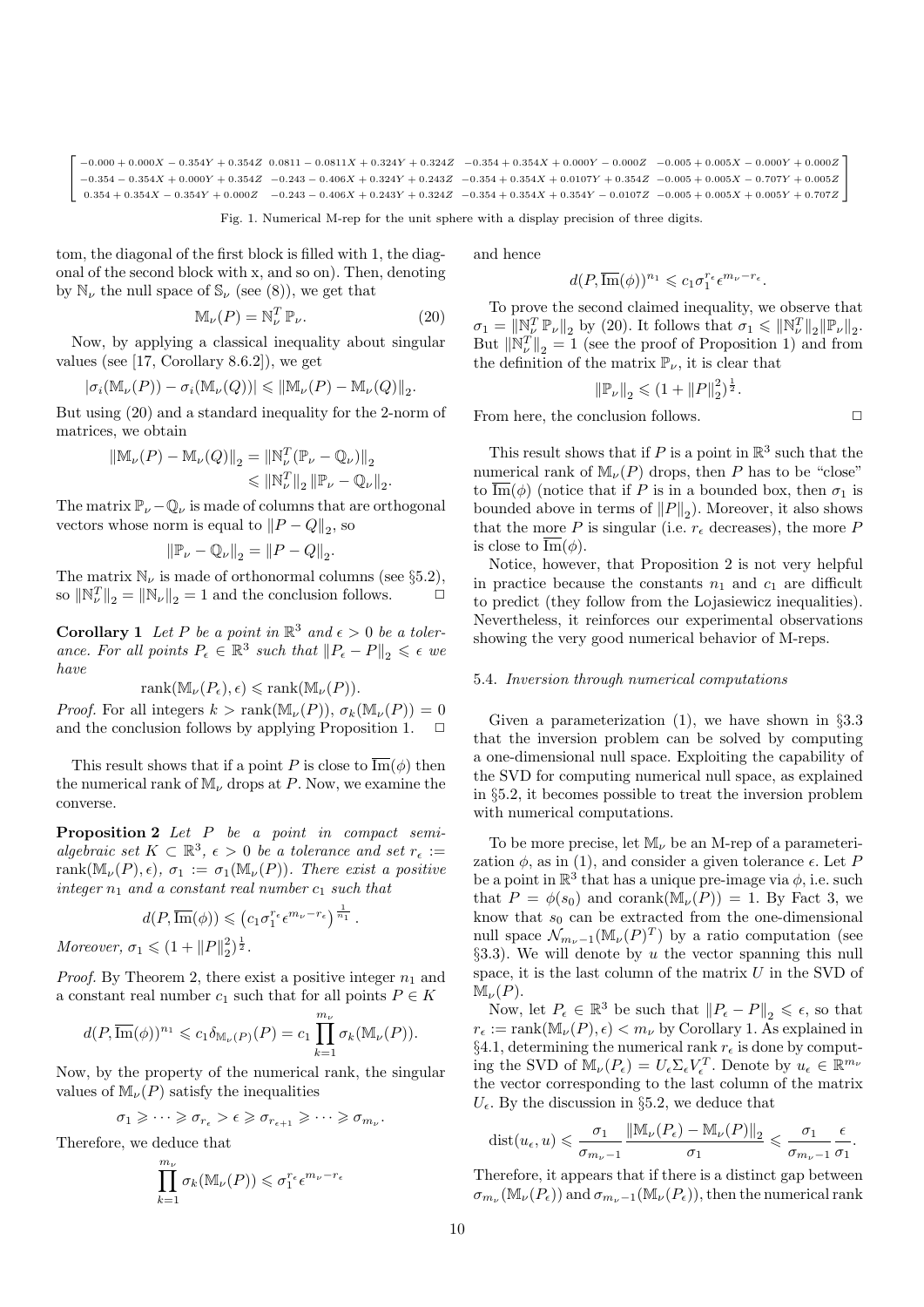$$
\begin{bmatrix}
-0.000+0.000X-0.354Y+0.354Z & 0.0811-0.0811X+0.324Y+0.324Z & -0.354+0.354X+0.000Y-0.000Z & -0.005+0.005X-0.000Y+0.000Z \\
-0.354-0.354X+0.000Y+0.354Z & -0.243-0.406X+0.324Y+0.243Z & -0.354+0.354X+0.0107Y+0.354Z & -0.005+0.005X-0.707Y+0.005Z \\
0.354+0.354X-0.354Y+0.000Z & -0.243-0.406X+0.243Y+0.324Z & -0.354+0.354X+0.354Y-0.0107Z & -0.005+0.005X+0.005Y+0.707Z
\end{bmatrix}
$$

Fig. 1. Numerical M-rep for the unit sphere with a display precision of three digits.

tom, the diagonal of the first block is filled with 1, the diagonal of the second block with x, and so on). Then, denoting by $\mathbb{N}_\nu$ the null space of $\mathbb{S}_\nu$ (see (8)), we get that

$$\mathbb{M}_\nu(P) = \mathbb{N}_\nu^T \mathbb{P}_\nu. \quad (20)$$

Now, by applying a classical inequality about singular values (see [17, Corollary 8.6.2]), we get

$$|\sigma_i(\mathbb{M}_\nu(P)) - \sigma_i(\mathbb{M}_\nu(Q))| \leqslant \|\mathbb{M}_\nu(P) - \mathbb{M}_\nu(Q)\|_2.$$

But using (20) and a standard inequality for the 2-norm of matrices, we obtain

$$\begin{aligned}\|\mathbb{M}_\nu(P) - \mathbb{M}_\nu(Q)\|_2 &= \|\mathbb{N}_\nu^T(\mathbb{P}_\nu - \mathbb{Q}_\nu)\|_2 \\ &\leqslant \|\mathbb{N}_\nu^T\|_2 \|\mathbb{P}_\nu - \mathbb{Q}_\nu\|_2.\end{aligned}$$

The matrix $\mathbb{P}_\nu - \mathbb{Q}_\nu$ is made of columns that are orthogonal vectors whose norm is equal to $\|P-Q\|_2$, so

$$\|\mathbb{P}_\nu - \mathbb{Q}_\nu\|_2 = \|P-Q\|_2.$$

The matrix $\mathbb{N}_\nu$ is made of orthonormal columns (see §5.2), so $\|\mathbb{N}_\nu^T\|_2 = \|\mathbb{N}_\nu\|_2 = 1$ and the conclusion follows. □

**Corollary 1** *Let $P$ be a point in $\mathbb{R}^3$ and $\epsilon > 0$ be a tolerance. For all points $P_\epsilon \in \mathbb{R}^3$ such that $\|P_\epsilon - P\|_2 \leqslant \epsilon$ we have*

$$\operatorname{rank}(\mathbb{M}_\nu(P_\epsilon), \epsilon) \leqslant \operatorname{rank}(\mathbb{M}_\nu(P)).$$

*Proof.* For all integers $k > \operatorname{rank}(\mathbb{M}_\nu(P))$, $\sigma_k(\mathbb{M}_\nu(P)) = 0$ and the conclusion follows by applying Proposition 1. □

This result shows that if a point $P$ is close to $\overline{\operatorname{Im}}(\phi)$ then the numerical rank of $\mathbb{M}_\nu$ drops at $P$. Now, we examine the converse.

**Proposition 2** *Let $P$ be a point in compact semi-algebraic set $K \subset \mathbb{R}^3$, $\epsilon > 0$ be a tolerance and set $r_\epsilon := \operatorname{rank}(\mathbb{M}_\nu(P), \epsilon)$, $\sigma_1 := \sigma_1(\mathbb{M}_\nu(P))$. There exist a positive integer $n_1$ and a constant real number $c_1$ such that*

$$d(P, \overline{\operatorname{Im}}(\phi)) \leqslant \left(c_1 \sigma_1^{r_\epsilon} \epsilon^{m_\nu - r_\epsilon}\right)^{\frac{1}{n_1}}.$$

*Moreover, $\sigma_1 \leqslant (1 + \|P\|_2^2)^{\frac{1}{2}}$.*

*Proof.* By Theorem 2, there exist a positive integer $n_1$ and a constant real number $c_1$ such that for all points $P \in K$

$$d(P, \overline{\operatorname{Im}}(\phi))^{n_1} \leqslant c_1 \delta_{\mathbb{M}_\nu(P)}(P) = c_1 \prod_{k=1}^{m_\nu} \sigma_k(\mathbb{M}_\nu(P)).$$

Now, by the property of the numerical rank, the singular values of $\mathbb{M}_\nu(P)$ satisfy the inequalities

$$\sigma_1 \geqslant \cdots \geqslant \sigma_{r_\epsilon} > \epsilon \geqslant \sigma_{r_{\epsilon+1}} \geqslant \cdots \geqslant \sigma_{m_\nu}.$$

Therefore, we deduce that

$$\prod_{k=1}^{m_\nu} \sigma_k(\mathbb{M}_\nu(P)) \leqslant \sigma_1^{r_\epsilon} \epsilon^{m_\nu - r_\epsilon}$$

and hence

$$d(P, \overline{\operatorname{Im}}(\phi))^{n_1} \leqslant c_1 \sigma_1^{r_\epsilon} \epsilon^{m_\nu - r_\epsilon}.$$

To prove the second claimed inequality, we observe that $\sigma_1 = \|\mathbb{N}_\nu^T \mathbb{P}_\nu\|_2$ by (20). It follows that $\sigma_1 \leqslant \|\mathbb{N}_\nu^T\|_2 \|\mathbb{P}_\nu\|_2$. But $\|\mathbb{N}_\nu^T\|_2 = 1$ (see the proof of Proposition 1) and from the definition of the matrix $\mathbb{P}_\nu$, it is clear that

$$\|\mathbb{P}_\nu\|_2 \leqslant (1 + \|P\|_2^2)^{\frac{1}{2}}.$$

From here, the conclusion follows. □

This result shows that if $P$ is a point in $\mathbb{R}^3$ such that the numerical rank of $\mathbb{M}_\nu(P)$ drops, then $P$ has to be "close" to $\overline{\operatorname{Im}}(\phi)$ (notice that if $P$ is in a bounded box, then $\sigma_1$ is bounded above in terms of $\|P\|_2$). Moreover, it also shows that the more $P$ is singular (i.e. $r_\epsilon$ decreases), the more $P$ is close to $\overline{\operatorname{Im}}(\phi)$.

Notice, however, that Proposition 2 is not very helpful in practice because the constants $n_1$ and $c_1$ are difficult to predict (they follow from the Lojasiewicz inequalities). Nevertheless, it reinforces our experimental observations showing the very good numerical behavior of M-reps.

### 5.4. Inversion through numerical computations

Given a parameterization (1), we have shown in §3.3 that the inversion problem can be solved by computing a one-dimensional null space. Exploiting the capability of the SVD for computing numerical null space, as explained in §5.2, it becomes possible to treat the inversion problem with numerical computations.

To be more precise, let $\mathbb{M}_\nu$ be an M-rep of a parameterization $\phi$, as in (1), and consider a given tolerance $\epsilon$. Let $P$ be a point in $\mathbb{R}^3$ that has a unique pre-image via $\phi$, i.e. such that $P = \phi(s_0)$ and $\operatorname{corank}(\mathbb{M}_\nu(P)) = 1$. By Fact 3, we know that $s_0$ can be extracted from the one-dimensional null space $\mathcal{N}_{m_\nu - 1}(\mathbb{M}_\nu(P)^T)$ by a ratio computation (see §3.3). We will denote by $u$ the vector spanning this null space, it is the last column of the matrix $U$ in the SVD of $\mathbb{M}_\nu(P)$.

Now, let $P_\epsilon \in \mathbb{R}^3$ be such that $\|P_\epsilon - P\|_2 \leqslant \epsilon$, so that $r_\epsilon := \operatorname{rank}(\mathbb{M}_\nu(P), \epsilon) < m_\nu$ by Corollary 1. As explained in §4.1, determining the numerical rank $r_\epsilon$ is done by computing the SVD of $\mathbb{M}_\nu(P_\epsilon) = U_\epsilon \Sigma_\epsilon V_\epsilon^T$. Denote by $u_\epsilon \in \mathbb{R}^{m_\nu}$ the vector corresponding to the last column of the matrix $U_\epsilon$. By the discussion in §5.2, we deduce that

$$\operatorname{dist}(u_\epsilon, u) \leqslant \frac{\sigma_1}{\sigma_{m_\nu - 1}} \frac{\|\mathbb{M}_\nu(P_\epsilon) - \mathbb{M}_\nu(P)\|_2}{\sigma_1} \leqslant \frac{\sigma_1}{\sigma_{m_\nu - 1}} \frac{\epsilon}{\sigma_1}.$$

Therefore, it appears that if there is a distinct gap between $\sigma_{m_\nu}(\mathbb{M}_\nu(P_\epsilon))$ and $\sigma_{m_\nu - 1}(\mathbb{M}_\nu(P_\epsilon))$, then the numerical rank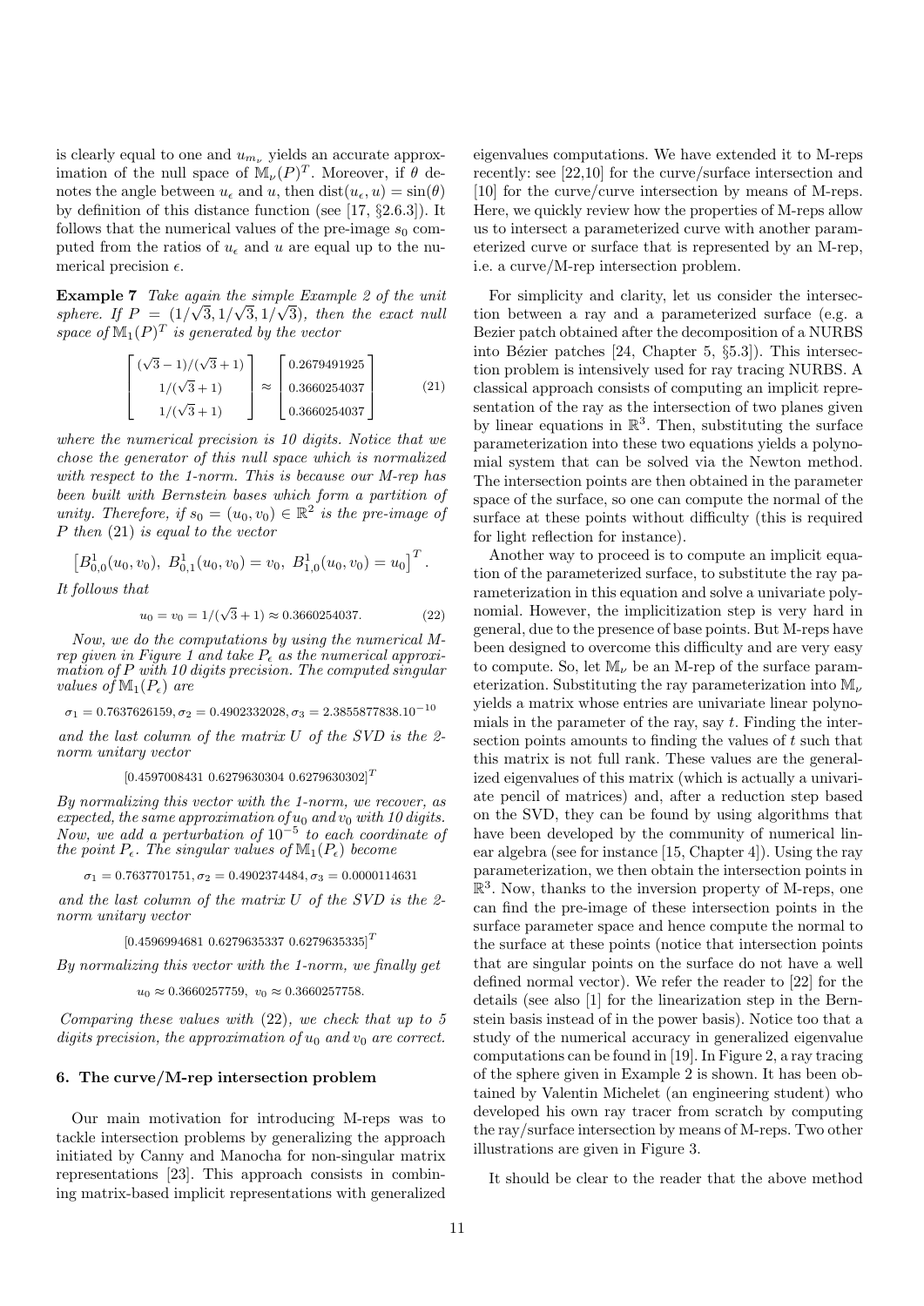is clearly equal to one and $u_{m_\nu}$ yields an accurate approximation of the null space of $\mathbb{M}_\nu(P)^T$. Moreover, if $\theta$ denotes the angle between $u_\epsilon$ and $u$, then $\text{dist}(u_\epsilon, u) = \sin(\theta)$ by definition of this distance function (see [17, §2.6.3]). It follows that the numerical values of the pre-image $s_0$ computed from the ratios of $u_\epsilon$ and $u$ are equal up to the numerical precision $\epsilon$.

**Example 7** *Take again the simple Example 2 of the unit sphere. If $P = (1/\sqrt{3}, 1/\sqrt{3}, 1/\sqrt{3})$, then the exact null space of $\mathbb{M}_1(P)^T$ is generated by the vector*

$$\begin{bmatrix} (\sqrt{3}-1)/(\sqrt{3}+1) \\ 1/(\sqrt{3}+1) \\ 1/(\sqrt{3}+1) \end{bmatrix} \approx \begin{bmatrix} 0.2679491925 \\ 0.3660254037 \\ 0.3660254037 \end{bmatrix} \tag{21}$$

*where the numerical precision is 10 digits. Notice that we chose the generator of this null space which is normalized with respect to the 1-norm. This is because our M-rep has been built with Bernstein bases which form a partition of unity. Therefore, if $s_0 = (u_0, v_0) \in \mathbb{R}^2$ is the pre-image of $P$ then (21) is equal to the vector*

$$\left[B^1_{0,0}(u_0, v_0),\ B^1_{0,1}(u_0, v_0) = v_0,\ B^1_{1,0}(u_0, v_0) = u_0\right]^T.$$

*It follows that*

$$u_0 = v_0 = 1/(\sqrt{3}+1) \approx 0.3660254037. \tag{22}$$

*Now, we do the computations by using the numerical M-rep given in Figure 1 and take $P_\epsilon$ as the numerical approximation of $P$ with 10 digits precision. The computed singular values of $\mathbb{M}_1(P_\epsilon)$ are*

$$\sigma_1 = 0.7637626159, \sigma_2 = 0.4902332028, \sigma_3 = 2.3855877838.10^{-10}$$

*and the last column of the matrix $U$ of the SVD is the 2-norm unitary vector*

$$[0.4597008431\ 0.6279630304\ 0.6279630302]^T$$

*By normalizing this vector with the 1-norm, we recover, as expected, the same approximation of $u_0$ and $v_0$ with 10 digits. Now, we add a perturbation of $10^{-5}$ to each coordinate of the point $P_\epsilon$. The singular values of $\mathbb{M}_1(P_\epsilon)$ become*

$$\sigma_1 = 0.7637701751, \sigma_2 = 0.4902374484, \sigma_3 = 0.0000114631$$

*and the last column of the matrix $U$ of the SVD is the 2-norm unitary vector*

$$[0.4596994681\ 0.6279635337\ 0.6279635335]^T$$

*By normalizing this vector with the 1-norm, we finally get*

$$u_0 \approx 0.3660257759,\ v_0 \approx 0.3660257758.$$

*Comparing these values with (22), we check that up to 5 digits precision, the approximation of $u_0$ and $v_0$ are correct.*

## 6. The curve/M-rep intersection problem

Our main motivation for introducing M-reps was to tackle intersection problems by generalizing the approach initiated by Canny and Manocha for non-singular matrix representations [23]. This approach consists in combining matrix-based implicit representations with generalized eigenvalues computations. We have extended it to M-reps recently: see [22,10] for the curve/surface intersection and [10] for the curve/curve intersection by means of M-reps. Here, we quickly review how the properties of M-reps allow us to intersect a parameterized curve with another parameterized curve or surface that is represented by an M-rep, i.e. a curve/M-rep intersection problem.

For simplicity and clarity, let us consider the intersection between a ray and a parameterized surface (e.g. a Bezier patch obtained after the decomposition of a NURBS into Bézier patches [24, Chapter 5, §5.3]). This intersection problem is intensively used for ray tracing NURBS. A classical approach consists of computing an implicit representation of the ray as the intersection of two planes given by linear equations in $\mathbb{R}^3$. Then, substituting the surface parameterization into these two equations yields a polynomial system that can be solved via the Newton method. The intersection points are then obtained in the parameter space of the surface, so one can compute the normal of the surface at these points without difficulty (this is required for light reflection for instance).

Another way to proceed is to compute an implicit equation of the parameterized surface, to substitute the ray parameterization in this equation and solve a univariate polynomial. However, the implicitization step is very hard in general, due to the presence of base points. But M-reps have been designed to overcome this difficulty and are very easy to compute. So, let $\mathbb{M}_\nu$ be an M-rep of the surface parameterization. Substituting the ray parameterization into $\mathbb{M}_\nu$ yields a matrix whose entries are univariate linear polynomials in the parameter of the ray, say $t$. Finding the intersection points amounts to finding the values of $t$ such that this matrix is not full rank. These values are the generalized eigenvalues of this matrix (which is actually a univariate pencil of matrices) and, after a reduction step based on the SVD, they can be found by using algorithms that have been developed by the community of numerical linear algebra (see for instance [15, Chapter 4]). Using the ray parameterization, we then obtain the intersection points in $\mathbb{R}^3$. Now, thanks to the inversion property of M-reps, one can find the pre-image of these intersection points in the surface parameter space and hence compute the normal to the surface at these points (notice that intersection points that are singular points on the surface do not have a well defined normal vector). We refer the reader to [22] for the details (see also [1] for the linearization step in the Bernstein basis instead of in the power basis). Notice too that a study of the numerical accuracy in generalized eigenvalue computations can be found in [19]. In Figure 2, a ray tracing of the sphere given in Example 2 is shown. It has been obtained by Valentin Michelet (an engineering student) who developed his own ray tracer from scratch by computing the ray/surface intersection by means of M-reps. Two other illustrations are given in Figure 3.

It should be clear to the reader that the above method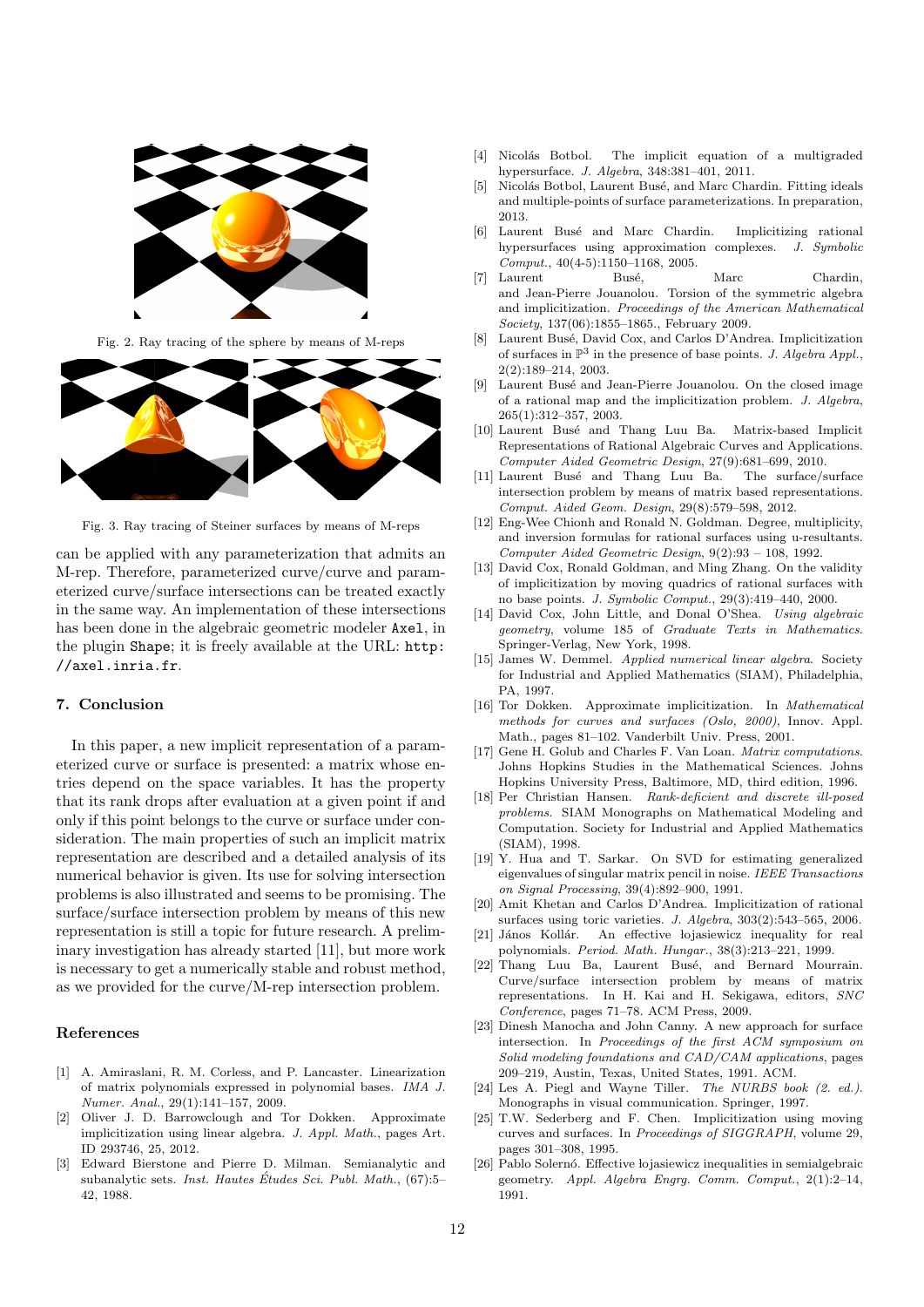Fig. 2. Ray tracing of the sphere by means of M-reps

Fig. 3. Ray tracing of Steiner surfaces by means of M-reps

can be applied with any parameterization that admits an M-rep. Therefore, parameterized curve/curve and parameterized curve/surface intersections can be treated exactly in the same way. An implementation of these intersections has been done in the algebraic geometric modeler `Axel`, in the plugin `Shape`; it is freely available at the URL: `http://axel.inria.fr`.

## 7. Conclusion

In this paper, a new implicit representation of a parameterized curve or surface is presented: a matrix whose entries depend on the space variables. It has the property that its rank drops after evaluation at a given point if and only if this point belongs to the curve or surface under consideration. The main properties of such an implicit matrix representation are described and a detailed analysis of its numerical behavior is given. Its use for solving intersection problems is also illustrated and seems to be promising. The surface/surface intersection problem by means of this new representation is still a topic for future research. A preliminary investigation has already started [11], but more work is necessary to get a numerically stable and robust method, as we provided for the curve/M-rep intersection problem.

## References

[1] A. Amiraslani, R. M. Corless, and P. Lancaster. Linearization of matrix polynomials expressed in polynomial bases. *IMA J. Numer. Anal.*, 29(1):141–157, 2009.

[2] Oliver J. D. Barrowclough and Tor Dokken. Approximate implicitization using linear algebra. *J. Appl. Math.*, pages Art. ID 293746, 25, 2012.

[3] Edward Bierstone and Pierre D. Milman. Semianalytic and subanalytic sets. *Inst. Hautes Études Sci. Publ. Math.*, (67):5–42, 1988.

[4] Nicolás Botbol. The implicit equation of a multigraded hypersurface. *J. Algebra*, 348:381–401, 2011.

[5] Nicolás Botbol, Laurent Busé, and Marc Chardin. Fitting ideals and multiple-points of surface parameterizations. In preparation, 2013.

[6] Laurent Busé and Marc Chardin. Implicitizing rational hypersurfaces using approximation complexes. *J. Symbolic Comput.*, 40(4-5):1150–1168, 2005.

[7] Laurent Busé, Marc Chardin, and Jean-Pierre Jouanolou. Torsion of the symmetric algebra and implicitization. *Proceedings of the American Mathematical Society*, 137(06):1855–1865., February 2009.

[8] Laurent Busé, David Cox, and Carlos D'Andrea. Implicitization of surfaces in $\mathbb{P}^3$ in the presence of base points. *J. Algebra Appl.*, 2(2):189–214, 2003.

[9] Laurent Busé and Jean-Pierre Jouanolou. On the closed image of a rational map and the implicitization problem. *J. Algebra*, 265(1):312–357, 2003.

[10] Laurent Busé and Thang Luu Ba. Matrix-based Implicit Representations of Rational Algebraic Curves and Applications. *Computer Aided Geometric Design*, 27(9):681–699, 2010.

[11] Laurent Busé and Thang Luu Ba. The surface/surface intersection problem by means of matrix based representations. *Comput. Aided Geom. Design*, 29(8):579–598, 2012.

[12] Eng-Wee Chionh and Ronald N. Goldman. Degree, multiplicity, and inversion formulas for rational surfaces using u-resultants. *Computer Aided Geometric Design*, 9(2):93 – 108, 1992.

[13] David Cox, Ronald Goldman, and Ming Zhang. On the validity of implicitization by moving quadrics of rational surfaces with no base points. *J. Symbolic Comput.*, 29(3):419–440, 2000.

[14] David Cox, John Little, and Donal O'Shea. *Using algebraic geometry*, volume 185 of *Graduate Texts in Mathematics*. Springer-Verlag, New York, 1998.

[15] James W. Demmel. *Applied numerical linear algebra*. Society for Industrial and Applied Mathematics (SIAM), Philadelphia, PA, 1997.

[16] Tor Dokken. Approximate implicitization. In *Mathematical methods for curves and surfaces (Oslo, 2000)*, Innov. Appl. Math., pages 81–102. Vanderbilt Univ. Press, 2001.

[17] Gene H. Golub and Charles F. Van Loan. *Matrix computations*. Johns Hopkins Studies in the Mathematical Sciences. Johns Hopkins University Press, Baltimore, MD, third edition, 1996.

[18] Per Christian Hansen. *Rank-deficient and discrete ill-posed problems*. SIAM Monographs on Mathematical Modeling and Computation. Society for Industrial and Applied Mathematics (SIAM), 1998.

[19] Y. Hua and T. Sarkar. On SVD for estimating generalized eigenvalues of singular matrix pencil in noise. *IEEE Transactions on Signal Processing*, 39(4):892–900, 1991.

[20] Amit Khetan and Carlos D'Andrea. Implicitization of rational surfaces using toric varieties. *J. Algebra*, 303(2):543–565, 2006.

[21] János Kollár. An effective łojasiewicz inequality for real polynomials. *Period. Math. Hungar.*, 38(3):213–221, 1999.

[22] Thang Luu Ba, Laurent Busé, and Bernard Mourrain. Curve/surface intersection problem by means of matrix representations. In H. Kai and H. Sekigawa, editors, *SNC Conference*, pages 71–78. ACM Press, 2009.

[23] Dinesh Manocha and John Canny. A new approach for surface intersection. In *Proceedings of the first ACM symposium on Solid modeling foundations and CAD/CAM applications*, pages 209–219, Austin, Texas, United States, 1991. ACM.

[24] Les A. Piegl and Wayne Tiller. *The NURBS book (2. ed.)*. Monographs in visual communication. Springer, 1997.

[25] T.W. Sederberg and F. Chen. Implicitization using moving curves and surfaces. In *Proceedings of SIGGRAPH*, volume 29, pages 301–308, 1995.

[26] Pablo Solernó. Effective łojasiewicz inequalities in semialgebraic geometry. *Appl. Algebra Engrg. Comm. Comput.*, 2(1):2–14, 1991.